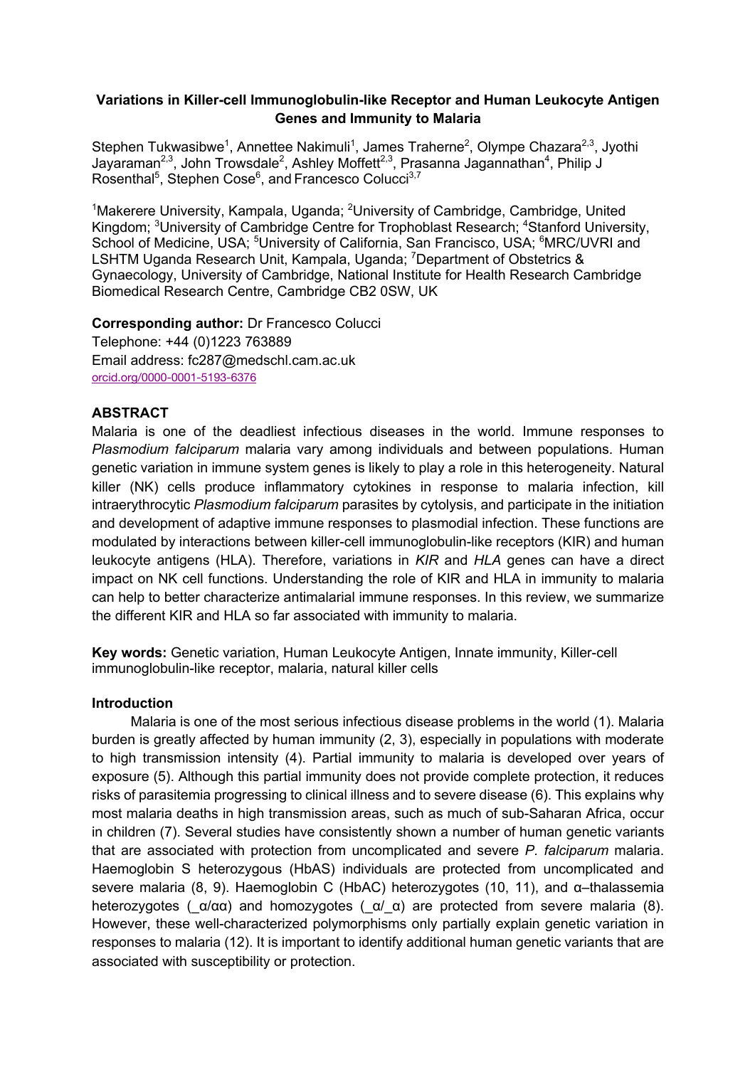# Variations in Killer-cell Immunoglobulin-like Receptor and Human Leukocyte Antigen Genes and Immunity to Malaria

Stephen Tukwasibwe[1], Annettee Nakimuli[1], James Traherne[2], Olympe Chazara[2,3], Jyothi Jayaraman[2,3], John Trowsdale[2], Ashley Moffett[2,3], Prasanna Jagannathan[4], Philip J Rosenthal[5], Stephen Cose[6], and Francesco Colucci[3,7]

[1]Makerere University, Kampala, Uganda; [2]University of Cambridge, Cambridge, United Kingdom; [3]University of Cambridge Centre for Trophoblast Research; [4]Stanford University, School of Medicine, USA; [5]University of California, San Francisco, USA; [6]MRC/UVRI and LSHTM Uganda Research Unit, Kampala, Uganda; [7]Department of Obstetrics & Gynaecology, University of Cambridge, National Institute for Health Research Cambridge Biomedical Research Centre, Cambridge CB2 0SW, UK

**Corresponding author:** Dr Francesco Colucci
Telephone: +44 (0)1223 763889
Email address: fc287@medschl.cam.ac.uk
orcid.org/0000-0001-5193-6376

## ABSTRACT

Malaria is one of the deadliest infectious diseases in the world. Immune responses to *Plasmodium falciparum* malaria vary among individuals and between populations. Human genetic variation in immune system genes is likely to play a role in this heterogeneity. Natural killer (NK) cells produce inflammatory cytokines in response to malaria infection, kill intraerythrocytic *Plasmodium falciparum* parasites by cytolysis, and participate in the initiation and development of adaptive immune responses to plasmodial infection. These functions are modulated by interactions between killer-cell immunoglobulin-like receptors (KIR) and human leukocyte antigens (HLA). Therefore, variations in *KIR* and *HLA* genes can have a direct impact on NK cell functions. Understanding the role of KIR and HLA in immunity to malaria can help to better characterize antimalarial immune responses. In this review, we summarize the different KIR and HLA so far associated with immunity to malaria.

**Key words:** Genetic variation, Human Leukocyte Antigen, Innate immunity, Killer-cell immunoglobulin-like receptor, malaria, natural killer cells

## Introduction

Malaria is one of the most serious infectious disease problems in the world (1). Malaria burden is greatly affected by human immunity (2, 3), especially in populations with moderate to high transmission intensity (4). Partial immunity to malaria is developed over years of exposure (5). Although this partial immunity does not provide complete protection, it reduces risks of parasitemia progressing to clinical illness and to severe disease (6). This explains why most malaria deaths in high transmission areas, such as much of sub-Saharan Africa, occur in children (7). Several studies have consistently shown a number of human genetic variants that are associated with protection from uncomplicated and severe *P. falciparum* malaria. Haemoglobin S heterozygous (HbAS) individuals are protected from uncomplicated and severe malaria (8, 9). Haemoglobin C (HbAC) heterozygotes (10, 11), and α–thalassemia heterozygotes (_α/αα) and homozygotes (_α/_α) are protected from severe malaria (8). However, these well-characterized polymorphisms only partially explain genetic variation in responses to malaria (12). It is important to identify additional human genetic variants that are associated with susceptibility or protection.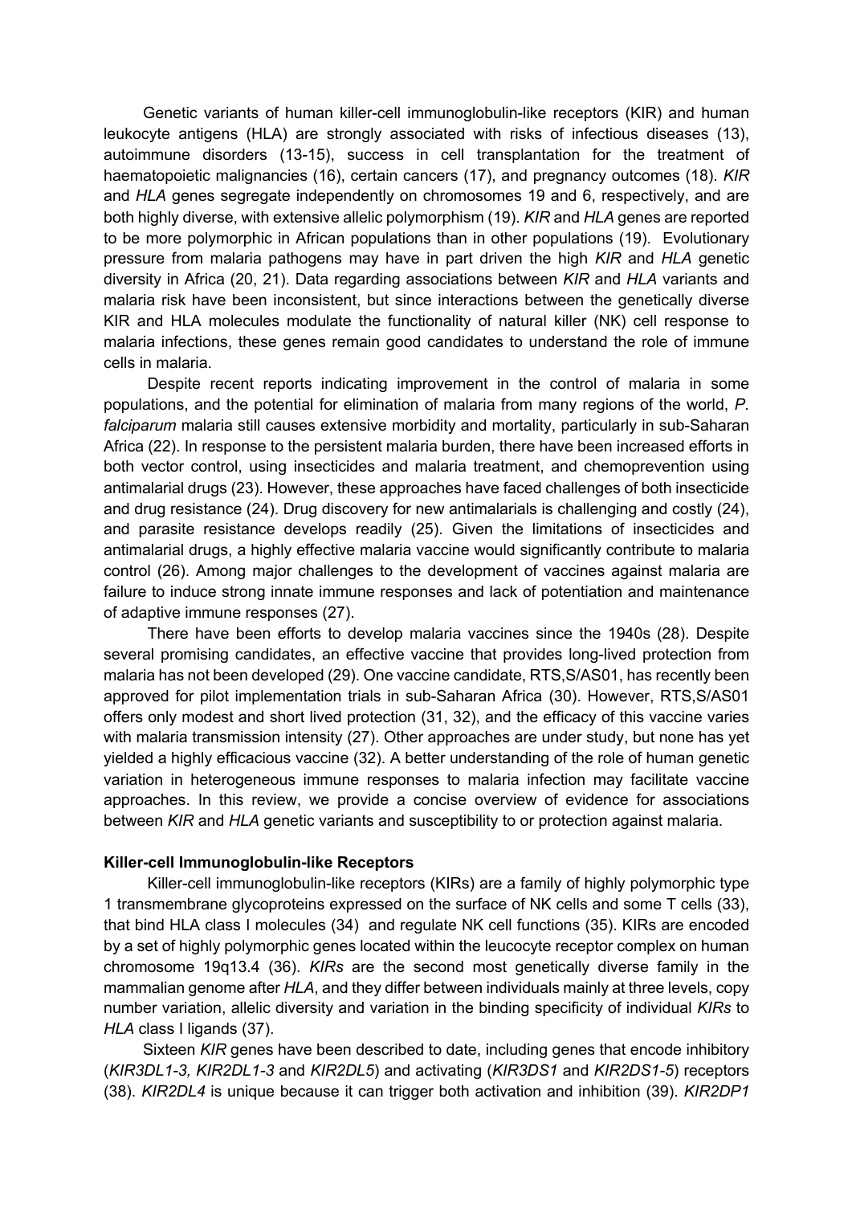Genetic variants of human killer-cell immunoglobulin-like receptors (KIR) and human leukocyte antigens (HLA) are strongly associated with risks of infectious diseases (13), autoimmune disorders (13-15), success in cell transplantation for the treatment of haematopoietic malignancies (16), certain cancers (17), and pregnancy outcomes (18). *KIR* and *HLA* genes segregate independently on chromosomes 19 and 6, respectively, and are both highly diverse, with extensive allelic polymorphism (19). *KIR* and *HLA* genes are reported to be more polymorphic in African populations than in other populations (19). Evolutionary pressure from malaria pathogens may have in part driven the high *KIR* and *HLA* genetic diversity in Africa (20, 21). Data regarding associations between *KIR* and *HLA* variants and malaria risk have been inconsistent, but since interactions between the genetically diverse KIR and HLA molecules modulate the functionality of natural killer (NK) cell response to malaria infections, these genes remain good candidates to understand the role of immune cells in malaria.

Despite recent reports indicating improvement in the control of malaria in some populations, and the potential for elimination of malaria from many regions of the world, *P. falciparum* malaria still causes extensive morbidity and mortality, particularly in sub-Saharan Africa (22). In response to the persistent malaria burden, there have been increased efforts in both vector control, using insecticides and malaria treatment, and chemoprevention using antimalarial drugs (23). However, these approaches have faced challenges of both insecticide and drug resistance (24). Drug discovery for new antimalarials is challenging and costly (24), and parasite resistance develops readily (25). Given the limitations of insecticides and antimalarial drugs, a highly effective malaria vaccine would significantly contribute to malaria control (26). Among major challenges to the development of vaccines against malaria are failure to induce strong innate immune responses and lack of potentiation and maintenance of adaptive immune responses (27).

There have been efforts to develop malaria vaccines since the 1940s (28). Despite several promising candidates, an effective vaccine that provides long-lived protection from malaria has not been developed (29). One vaccine candidate, RTS,S/AS01, has recently been approved for pilot implementation trials in sub-Saharan Africa (30). However, RTS,S/AS01 offers only modest and short lived protection (31, 32), and the efficacy of this vaccine varies with malaria transmission intensity (27). Other approaches are under study, but none has yet yielded a highly efficacious vaccine (32). A better understanding of the role of human genetic variation in heterogeneous immune responses to malaria infection may facilitate vaccine approaches. In this review, we provide a concise overview of evidence for associations between *KIR* and *HLA* genetic variants and susceptibility to or protection against malaria.

## Killer-cell Immunoglobulin-like Receptors

Killer-cell immunoglobulin-like receptors (KIRs) are a family of highly polymorphic type 1 transmembrane glycoproteins expressed on the surface of NK cells and some T cells (33), that bind HLA class I molecules (34) and regulate NK cell functions (35). KIRs are encoded by a set of highly polymorphic genes located within the leucocyte receptor complex on human chromosome 19q13.4 (36). *KIRs* are the second most genetically diverse family in the mammalian genome after *HLA*, and they differ between individuals mainly at three levels, copy number variation, allelic diversity and variation in the binding specificity of individual *KIRs* to *HLA* class I ligands (37).

Sixteen *KIR* genes have been described to date, including genes that encode inhibitory (*KIR3DL1-3, KIR2DL1-3* and *KIR2DL5*) and activating (*KIR3DS1* and *KIR2DS1-5*) receptors (38). *KIR2DL4* is unique because it can trigger both activation and inhibition (39). *KIR2DP1*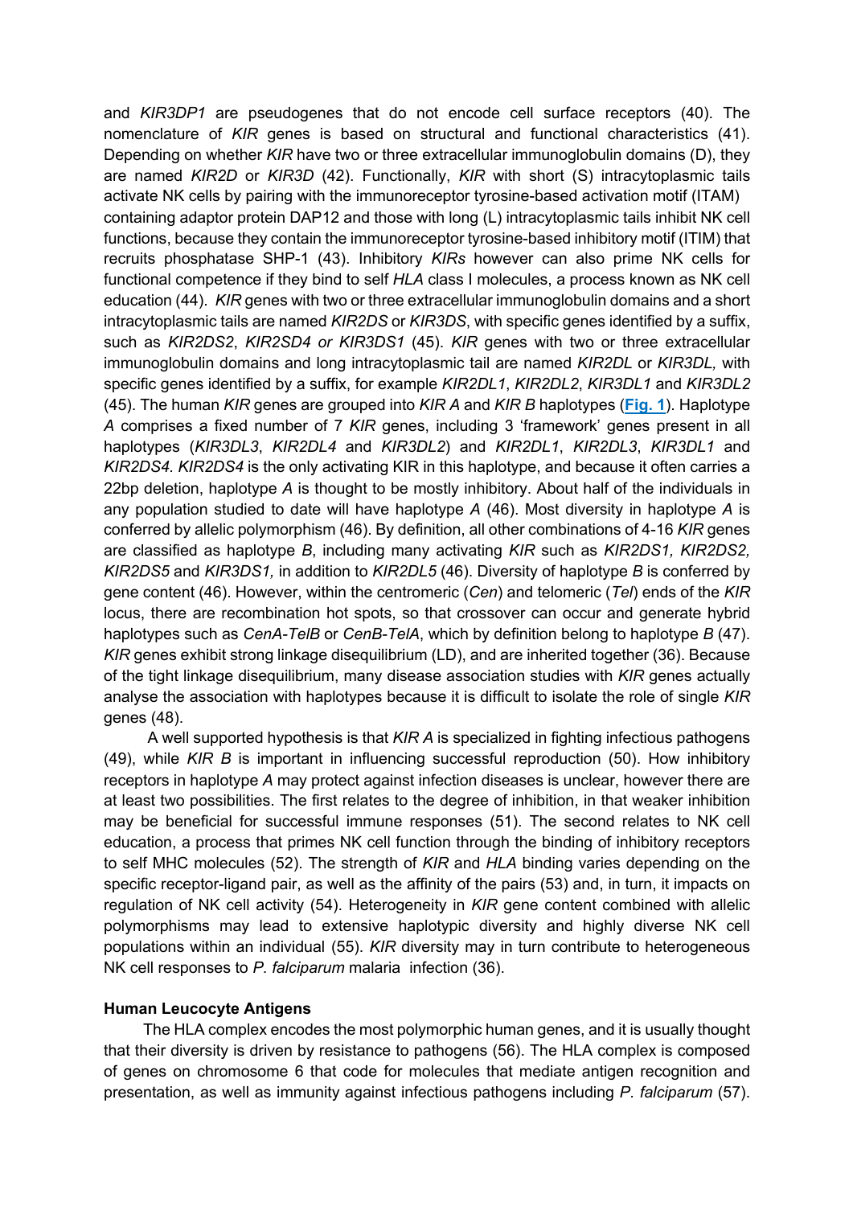and *KIR3DP1* are pseudogenes that do not encode cell surface receptors (40). The nomenclature of *KIR* genes is based on structural and functional characteristics (41). Depending on whether *KIR* have two or three extracellular immunoglobulin domains (D), they are named *KIR2D* or *KIR3D* (42). Functionally, *KIR* with short (S) intracytoplasmic tails activate NK cells by pairing with the immunoreceptor tyrosine-based activation motif (ITAM) containing adaptor protein DAP12 and those with long (L) intracytoplasmic tails inhibit NK cell functions, because they contain the immunoreceptor tyrosine-based inhibitory motif (ITIM) that recruits phosphatase SHP-1 (43). Inhibitory *KIRs* however can also prime NK cells for functional competence if they bind to self *HLA* class I molecules, a process known as NK cell education (44). *KIR* genes with two or three extracellular immunoglobulin domains and a short intracytoplasmic tails are named *KIR2DS* or *KIR3DS*, with specific genes identified by a suffix, such as *KIR2DS2*, *KIR2SD4 or KIR3DS1* (45). *KIR* genes with two or three extracellular immunoglobulin domains and long intracytoplasmic tail are named *KIR2DL* or *KIR3DL,* with specific genes identified by a suffix, for example *KIR2DL1*, *KIR2DL2*, *KIR3DL1* and *KIR3DL2* (45). The human *KIR* genes are grouped into *KIR A* and *KIR B* haplotypes (**Fig. 1**). Haplotype *A* comprises a fixed number of 7 *KIR* genes, including 3 'framework' genes present in all haplotypes (*KIR3DL3*, *KIR2DL4* and *KIR3DL2*) and *KIR2DL1*, *KIR2DL3*, *KIR3DL1* and *KIR2DS4. KIR2DS4* is the only activating KIR in this haplotype, and because it often carries a 22bp deletion, haplotype *A* is thought to be mostly inhibitory. About half of the individuals in any population studied to date will have haplotype *A* (46). Most diversity in haplotype *A* is conferred by allelic polymorphism (46). By definition, all other combinations of 4-16 *KIR* genes are classified as haplotype *B*, including many activating *KIR* such as *KIR2DS1, KIR2DS2, KIR2DS5* and *KIR3DS1,* in addition to *KIR2DL5* (46). Diversity of haplotype *B* is conferred by gene content (46). However, within the centromeric (*Cen*) and telomeric (*Tel*) ends of the *KIR* locus, there are recombination hot spots, so that crossover can occur and generate hybrid haplotypes such as *CenA-TelB* or *CenB-TelA*, which by definition belong to haplotype *B* (47). *KIR* genes exhibit strong linkage disequilibrium (LD), and are inherited together (36). Because of the tight linkage disequilibrium, many disease association studies with *KIR* genes actually analyse the association with haplotypes because it is difficult to isolate the role of single *KIR* genes (48).

A well supported hypothesis is that *KIR A* is specialized in fighting infectious pathogens (49), while *KIR B* is important in influencing successful reproduction (50). How inhibitory receptors in haplotype *A* may protect against infection diseases is unclear, however there are at least two possibilities. The first relates to the degree of inhibition, in that weaker inhibition may be beneficial for successful immune responses (51). The second relates to NK cell education, a process that primes NK cell function through the binding of inhibitory receptors to self MHC molecules (52). The strength of *KIR* and *HLA* binding varies depending on the specific receptor-ligand pair, as well as the affinity of the pairs (53) and, in turn, it impacts on regulation of NK cell activity (54). Heterogeneity in *KIR* gene content combined with allelic polymorphisms may lead to extensive haplotypic diversity and highly diverse NK cell populations within an individual (55). *KIR* diversity may in turn contribute to heterogeneous NK cell responses to *P. falciparum* malaria infection (36).

**Human Leucocyte Antigens**

The HLA complex encodes the most polymorphic human genes, and it is usually thought that their diversity is driven by resistance to pathogens (56). The HLA complex is composed of genes on chromosome 6 that code for molecules that mediate antigen recognition and presentation, as well as immunity against infectious pathogens including *P. falciparum* (57).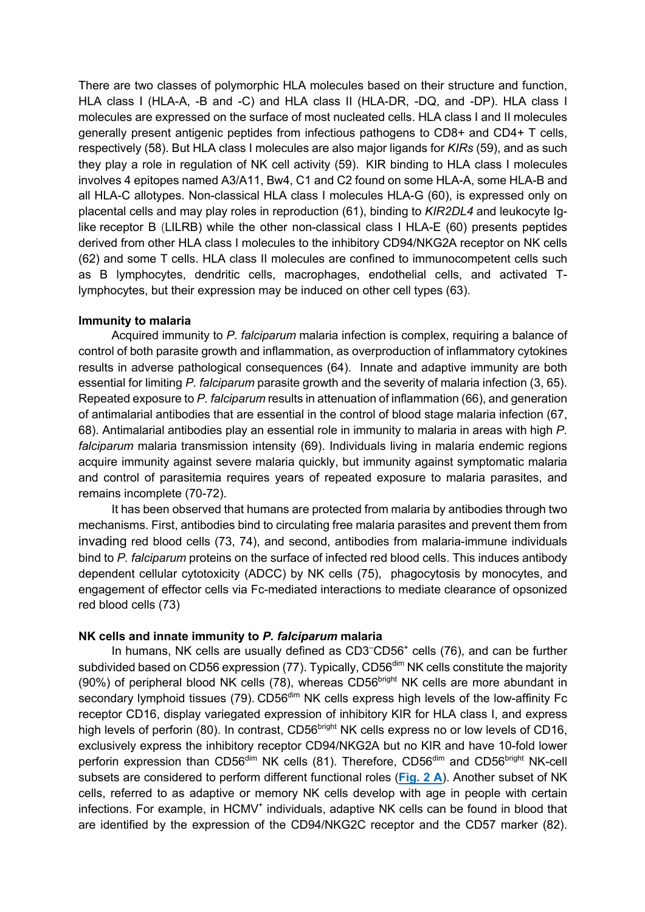There are two classes of polymorphic HLA molecules based on their structure and function, HLA class I (HLA-A, -B and -C) and HLA class II (HLA-DR, -DQ, and -DP). HLA class I molecules are expressed on the surface of most nucleated cells. HLA class I and II molecules generally present antigenic peptides from infectious pathogens to CD8+ and CD4+ T cells, respectively (58). But HLA class I molecules are also major ligands for *KIRs* (59), and as such they play a role in regulation of NK cell activity (59). KIR binding to HLA class I molecules involves 4 epitopes named A3/A11, Bw4, C1 and C2 found on some HLA-A, some HLA-B and all HLA-C allotypes. Non-classical HLA class I molecules HLA-G (60), is expressed only on placental cells and may play roles in reproduction (61), binding to *KIR2DL4* and leukocyte Ig-like receptor B (LILRB) while the other non-classical class I HLA-E (60) presents peptides derived from other HLA class I molecules to the inhibitory CD94/NKG2A receptor on NK cells (62) and some T cells. HLA class II molecules are confined to immunocompetent cells such as B lymphocytes, dendritic cells, macrophages, endothelial cells, and activated T-lymphocytes, but their expression may be induced on other cell types (63).

**Immunity to malaria**

Acquired immunity to *P. falciparum* malaria infection is complex, requiring a balance of control of both parasite growth and inflammation, as overproduction of inflammatory cytokines results in adverse pathological consequences (64). Innate and adaptive immunity are both essential for limiting *P. falciparum* parasite growth and the severity of malaria infection (3, 65). Repeated exposure to *P. falciparum* results in attenuation of inflammation (66), and generation of antimalarial antibodies that are essential in the control of blood stage malaria infection (67, 68). Antimalarial antibodies play an essential role in immunity to malaria in areas with high *P. falciparum* malaria transmission intensity (69). Individuals living in malaria endemic regions acquire immunity against severe malaria quickly, but immunity against symptomatic malaria and control of parasitemia requires years of repeated exposure to malaria parasites, and remains incomplete (70-72).

It has been observed that humans are protected from malaria by antibodies through two mechanisms. First, antibodies bind to circulating free malaria parasites and prevent them from invading red blood cells (73, 74), and second, antibodies from malaria-immune individuals bind to *P. falciparum* proteins on the surface of infected red blood cells. This induces antibody dependent cellular cytotoxicity (ADCC) by NK cells (75), phagocytosis by monocytes, and engagement of effector cells via Fc-mediated interactions to mediate clearance of opsonized red blood cells (73)

**NK cells and innate immunity to *P. falciparum* malaria**

In humans, NK cells are usually defined as $CD3^{-}CD56^{+}$ cells (76), and can be further subdivided based on CD56 expression (77). Typically, $CD56^{dim}$ NK cells constitute the majority (90%) of peripheral blood NK cells (78), whereas $CD56^{bright}$ NK cells are more abundant in secondary lymphoid tissues (79). $CD56^{dim}$ NK cells express high levels of the low-affinity Fc receptor CD16, display variegated expression of inhibitory KIR for HLA class I, and express high levels of perforin (80). In contrast, $CD56^{bright}$ NK cells express no or low levels of CD16, exclusively express the inhibitory receptor CD94/NKG2A but no KIR and have 10-fold lower perforin expression than $CD56^{dim}$ NK cells (81). Therefore, $CD56^{dim}$ and $CD56^{bright}$ NK-cell subsets are considered to perform different functional roles (**Fig. 2 A**). Another subset of NK cells, referred to as adaptive or memory NK cells develop with age in people with certain infections. For example, in $HCMV^{+}$ individuals, adaptive NK cells can be found in blood that are identified by the expression of the CD94/NKG2C receptor and the CD57 marker (82).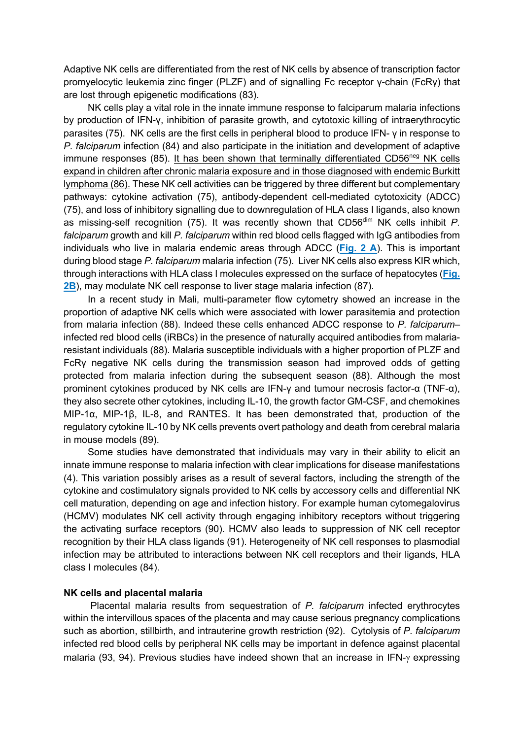Adaptive NK cells are differentiated from the rest of NK cells by absence of transcription factor promyelocytic leukemia zinc finger (PLZF) and of signalling Fc receptor γ-chain (FcRγ) that are lost through epigenetic modifications (83).

NK cells play a vital role in the innate immune response to falciparum malaria infections by production of IFN-γ, inhibition of parasite growth, and cytotoxic killing of intraerythrocytic parasites (75). NK cells are the first cells in peripheral blood to produce IFN- γ in response to *P. falciparum* infection (84) and also participate in the initiation and development of adaptive immune responses (85). It has been shown that terminally differentiated CD56$^{neg}$ NK cells expand in children after chronic malaria exposure and in those diagnosed with endemic Burkitt lymphoma (86). These NK cell activities can be triggered by three different but complementary pathways: cytokine activation (75), antibody-dependent cell-mediated cytotoxicity (ADCC) (75), and loss of inhibitory signalling due to downregulation of HLA class I ligands, also known as missing-self recognition (75). It was recently shown that CD56$^{dim}$ NK cells inhibit *P. falciparum* growth and kill *P. falciparum* within red blood cells flagged with IgG antibodies from individuals who live in malaria endemic areas through ADCC (**Fig. 2 A**). This is important during blood stage *P. falciparum* malaria infection (75). Liver NK cells also express KIR which, through interactions with HLA class I molecules expressed on the surface of hepatocytes (**Fig. 2B**), may modulate NK cell response to liver stage malaria infection (87).

In a recent study in Mali, multi-parameter flow cytometry showed an increase in the proportion of adaptive NK cells which were associated with lower parasitemia and protection from malaria infection (88). Indeed these cells enhanced ADCC response to *P. falciparum*–infected red blood cells (iRBCs) in the presence of naturally acquired antibodies from malaria-resistant individuals (88). Malaria susceptible individuals with a higher proportion of PLZF and FcRγ negative NK cells during the transmission season had improved odds of getting protected from malaria infection during the subsequent season (88). Although the most prominent cytokines produced by NK cells are IFN-γ and tumour necrosis factor-α (TNF-α), they also secrete other cytokines, including IL-10, the growth factor GM-CSF, and chemokines MIP-1α, MIP-1β, IL-8, and RANTES. It has been demonstrated that, production of the regulatory cytokine IL-10 by NK cells prevents overt pathology and death from cerebral malaria in mouse models (89).

Some studies have demonstrated that individuals may vary in their ability to elicit an innate immune response to malaria infection with clear implications for disease manifestations (4). This variation possibly arises as a result of several factors, including the strength of the cytokine and costimulatory signals provided to NK cells by accessory cells and differential NK cell maturation, depending on age and infection history. For example human cytomegalovirus (HCMV) modulates NK cell activity through engaging inhibitory receptors without triggering the activating surface receptors (90). HCMV also leads to suppression of NK cell receptor recognition by their HLA class ligands (91). Heterogeneity of NK cell responses to plasmodial infection may be attributed to interactions between NK cell receptors and their ligands, HLA class I molecules (84).

**NK cells and placental malaria**

Placental malaria results from sequestration of *P. falciparum* infected erythrocytes within the intervillous spaces of the placenta and may cause serious pregnancy complications such as abortion, stillbirth, and intrauterine growth restriction (92). Cytolysis of *P. falciparum* infected red blood cells by peripheral NK cells may be important in defence against placental malaria (93, 94). Previous studies have indeed shown that an increase in IFN-γ expressing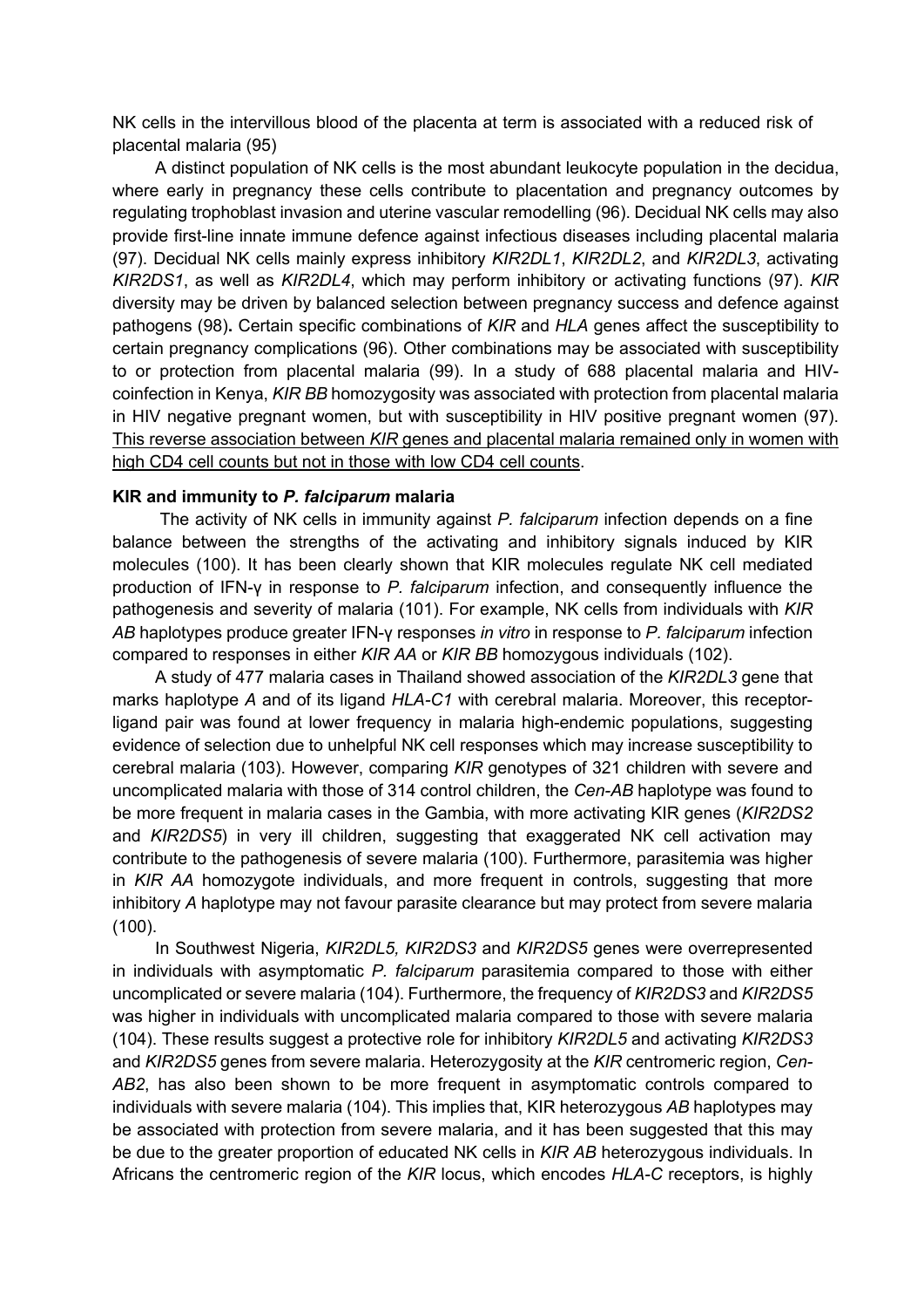NK cells in the intervillous blood of the placenta at term is associated with a reduced risk of placental malaria (95)

A distinct population of NK cells is the most abundant leukocyte population in the decidua, where early in pregnancy these cells contribute to placentation and pregnancy outcomes by regulating trophoblast invasion and uterine vascular remodelling (96). Decidual NK cells may also provide first-line innate immune defence against infectious diseases including placental malaria (97). Decidual NK cells mainly express inhibitory *KIR2DL1*, *KIR2DL2*, and *KIR2DL3*, activating *KIR2DS1*, as well as *KIR2DL4*, which may perform inhibitory or activating functions (97). *KIR* diversity may be driven by balanced selection between pregnancy success and defence against pathogens (98). Certain specific combinations of *KIR* and *HLA* genes affect the susceptibility to certain pregnancy complications (96). Other combinations may be associated with susceptibility to or protection from placental malaria (99). In a study of 688 placental malaria and HIV-coinfection in Kenya, *KIR BB* homozygosity was associated with protection from placental malaria in HIV negative pregnant women, but with susceptibility in HIV positive pregnant women (97). <u>This reverse association between *KIR* genes and placental malaria remained only in women with high CD4 cell counts but not in those with low CD4 cell counts</u>.

**KIR and immunity to *P. falciparum* malaria**

The activity of NK cells in immunity against *P. falciparum* infection depends on a fine balance between the strengths of the activating and inhibitory signals induced by KIR molecules (100). It has been clearly shown that KIR molecules regulate NK cell mediated production of IFN-γ in response to *P. falciparum* infection, and consequently influence the pathogenesis and severity of malaria (101). For example, NK cells from individuals with *KIR AB* haplotypes produce greater IFN-γ responses *in vitro* in response to *P. falciparum* infection compared to responses in either *KIR AA* or *KIR BB* homozygous individuals (102).

A study of 477 malaria cases in Thailand showed association of the *KIR2DL3* gene that marks haplotype *A* and of its ligand *HLA-C1* with cerebral malaria. Moreover, this receptor-ligand pair was found at lower frequency in malaria high-endemic populations, suggesting evidence of selection due to unhelpful NK cell responses which may increase susceptibility to cerebral malaria (103). However, comparing *KIR* genotypes of 321 children with severe and uncomplicated malaria with those of 314 control children, the *Cen-AB* haplotype was found to be more frequent in malaria cases in the Gambia, with more activating KIR genes (*KIR2DS2* and *KIR2DS5*) in very ill children, suggesting that exaggerated NK cell activation may contribute to the pathogenesis of severe malaria (100). Furthermore, parasitemia was higher in *KIR AA* homozygote individuals, and more frequent in controls, suggesting that more inhibitory *A* haplotype may not favour parasite clearance but may protect from severe malaria (100).

In Southwest Nigeria, *KIR2DL5, KIR2DS3* and *KIR2DS5* genes were overrepresented in individuals with asymptomatic *P. falciparum* parasitemia compared to those with either uncomplicated or severe malaria (104). Furthermore, the frequency of *KIR2DS3* and *KIR2DS5* was higher in individuals with uncomplicated malaria compared to those with severe malaria (104). These results suggest a protective role for inhibitory *KIR2DL5* and activating *KIR2DS3* and *KIR2DS5* genes from severe malaria. Heterozygosity at the *KIR* centromeric region, *Cen-AB2*, has also been shown to be more frequent in asymptomatic controls compared to individuals with severe malaria (104). This implies that, KIR heterozygous *AB* haplotypes may be associated with protection from severe malaria, and it has been suggested that this may be due to the greater proportion of educated NK cells in *KIR AB* heterozygous individuals. In Africans the centromeric region of the *KIR* locus, which encodes *HLA-C* receptors, is highly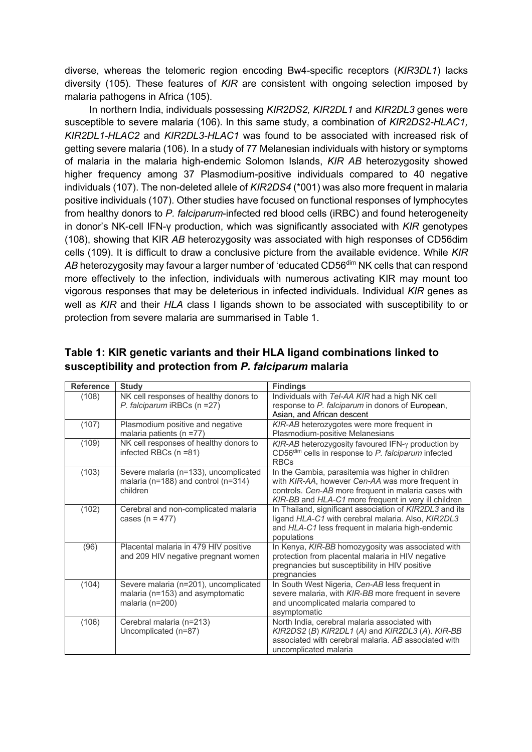diverse, whereas the telomeric region encoding Bw4-specific receptors (*KIR3DL1*) lacks diversity (105). These features of *KIR* are consistent with ongoing selection imposed by malaria pathogens in Africa (105).

In northern India, individuals possessing *KIR2DS2, KIR2DL1* and *KIR2DL3* genes were susceptible to severe malaria (106). In this same study, a combination of *KIR2DS2-HLAC1, KIR2DL1-HLAC2* and *KIR2DL3-HLAC1* was found to be associated with increased risk of getting severe malaria (106). In a study of 77 Melanesian individuals with history or symptoms of malaria in the malaria high-endemic Solomon Islands, *KIR AB* heterozygosity showed higher frequency among 37 Plasmodium-positive individuals compared to 40 negative individuals (107). The non-deleted allele of *KIR2DS4* (*001) was also more frequent in malaria positive individuals (107). Other studies have focused on functional responses of lymphocytes from healthy donors to *P. falciparum*-infected red blood cells (iRBC) and found heterogeneity in donor's NK-cell IFN-γ production, which was significantly associated with *KIR* genotypes (108), showing that KIR *AB* heterozygosity was associated with high responses of CD56dim cells (109). It is difficult to draw a conclusive picture from the available evidence. While *KIR AB* heterozygosity may favour a larger number of 'educated CD56$^{dim}$ NK cells that can respond more effectively to the infection, individuals with numerous activating KIR may mount too vigorous responses that may be deleterious in infected individuals. Individual *KIR* genes as well as *KIR* and their *HLA* class I ligands shown to be associated with susceptibility to or protection from severe malaria are summarised in Table 1.

## Table 1: KIR genetic variants and their HLA ligand combinations linked to susceptibility and protection from *P. falciparum* malaria

| Reference | Study | Findings |
|---|---|---|
| (108) | NK cell responses of healthy donors to *P. falciparum* iRBCs (n =27) | Individuals with *Tel-AA KIR* had a high NK cell response to *P. falciparum* in donors of European, Asian, and African descent |
| (107) | Plasmodium positive and negative malaria patients (n =77) | *KIR-AB* heterozygotes were more frequent in Plasmodium-positive Melanesians |
| (109) | NK cell responses of healthy donors to infected RBCs (n =81) | *KIR-AB* heterozygosity favoured IFN-γ production by CD56$^{dim}$ cells in response to *P. falciparum* infected RBCs |
| (103) | Severe malaria (n=133), uncomplicated malaria (n=188) and control (n=314) children | In the Gambia, parasitemia was higher in children with *KIR-AA*, however *Cen-AA* was more frequent in controls. *Cen-AB* more frequent in malaria cases with *KIR-BB* and *HLA-C1* more frequent in very ill children |
| (102) | Cerebral and non-complicated malaria cases (n = 477) | In Thailand, significant association of *KIR2DL3* and its ligand *HLA-C1* with cerebral malaria. Also, *KIR2DL3* and *HLA-C1* less frequent in malaria high-endemic populations |
| (96) | Placental malaria in 479 HIV positive and 209 HIV negative pregnant women | In Kenya, *KIR-BB* homozygosity was associated with protection from placental malaria in HIV negative pregnancies but susceptibility in HIV positive pregnancies |
| (104) | Severe malaria (n=201), uncomplicated malaria (n=153) and asymptomatic malaria (n=200) | In South West Nigeria, *Cen-AB* less frequent in severe malaria, with *KIR-BB* more frequent in severe and uncomplicated malaria compared to asymptomatic |
| (106) | Cerebral malaria (n=213) Uncomplicated (n=87) | North India, cerebral malaria associated with *KIR2DS2* (*B*) *KIR2DL1* (*A*) and *KIR2DL3* (*A*). *KIR-BB* associated with cerebral malaria. *AB* associated with uncomplicated malaria |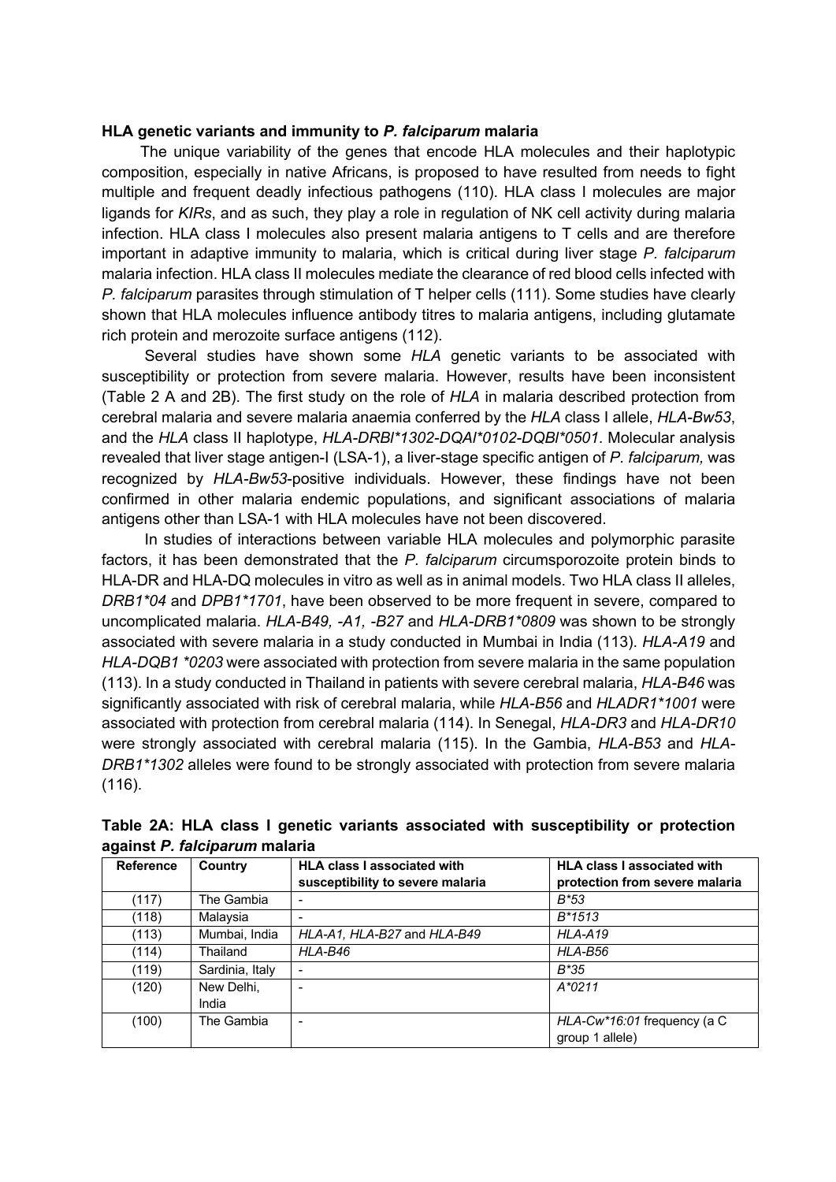**HLA genetic variants and immunity to *P. falciparum* malaria**

The unique variability of the genes that encode HLA molecules and their haplotypic composition, especially in native Africans, is proposed to have resulted from needs to fight multiple and frequent deadly infectious pathogens (110). HLA class I molecules are major ligands for *KIRs*, and as such, they play a role in regulation of NK cell activity during malaria infection. HLA class I molecules also present malaria antigens to T cells and are therefore important in adaptive immunity to malaria, which is critical during liver stage *P. falciparum* malaria infection. HLA class II molecules mediate the clearance of red blood cells infected with *P. falciparum* parasites through stimulation of T helper cells (111). Some studies have clearly shown that HLA molecules influence antibody titres to malaria antigens, including glutamate rich protein and merozoite surface antigens (112).

Several studies have shown some *HLA* genetic variants to be associated with susceptibility or protection from severe malaria. However, results have been inconsistent (Table 2 A and 2B). The first study on the role of *HLA* in malaria described protection from cerebral malaria and severe malaria anaemia conferred by the *HLA* class I allele, *HLA-Bw53*, and the *HLA* class II haplotype, *HLA-DRBl*1302-DQAl*0102-DQBl*0501*. Molecular analysis revealed that liver stage antigen-I (LSA-1), a liver-stage specific antigen of *P. falciparum,* was recognized by *HLA-Bw53*-positive individuals. However, these findings have not been confirmed in other malaria endemic populations, and significant associations of malaria antigens other than LSA-1 with HLA molecules have not been discovered.

In studies of interactions between variable HLA molecules and polymorphic parasite factors, it has been demonstrated that the *P. falciparum* circumsporozoite protein binds to HLA-DR and HLA-DQ molecules in vitro as well as in animal models. Two HLA class II alleles, *DRB1*04* and *DPB1*1701*, have been observed to be more frequent in severe, compared to uncomplicated malaria. *HLA-B49, -A1, -B27* and *HLA-DRB1*0809* was shown to be strongly associated with severe malaria in a study conducted in Mumbai in India (113). *HLA-A19* and *HLA-DQB1 *0203* were associated with protection from severe malaria in the same population (113). In a study conducted in Thailand in patients with severe cerebral malaria, *HLA-B46* was significantly associated with risk of cerebral malaria, while *HLA-B56* and *HLADR1*1001* were associated with protection from cerebral malaria (114). In Senegal, *HLA-DR3* and *HLA-DR10* were strongly associated with cerebral malaria (115). In the Gambia, *HLA-B53* and *HLA-DRB1*1302* alleles were found to be strongly associated with protection from severe malaria (116).

**Table 2A: HLA class I genetic variants associated with susceptibility or protection against *P. falciparum* malaria**

| Reference | Country | HLA class I associated with susceptibility to severe malaria | HLA class I associated with protection from severe malaria |
|---|---|---|---|
| (117) | The Gambia | - | *B*53* |
| (118) | Malaysia | - | *B*1513* |
| (113) | Mumbai, India | *HLA-A1, HLA-B27* and *HLA-B49* | *HLA-A19* |
| (114) | Thailand | *HLA-B46* | *HLA-B56* |
| (119) | Sardinia, Italy | - | *B*35* |
| (120) | New Delhi, India | - | *A*0211* |
| (100) | The Gambia | - | *HLA-Cw*16:01* frequency (a C group 1 allele) |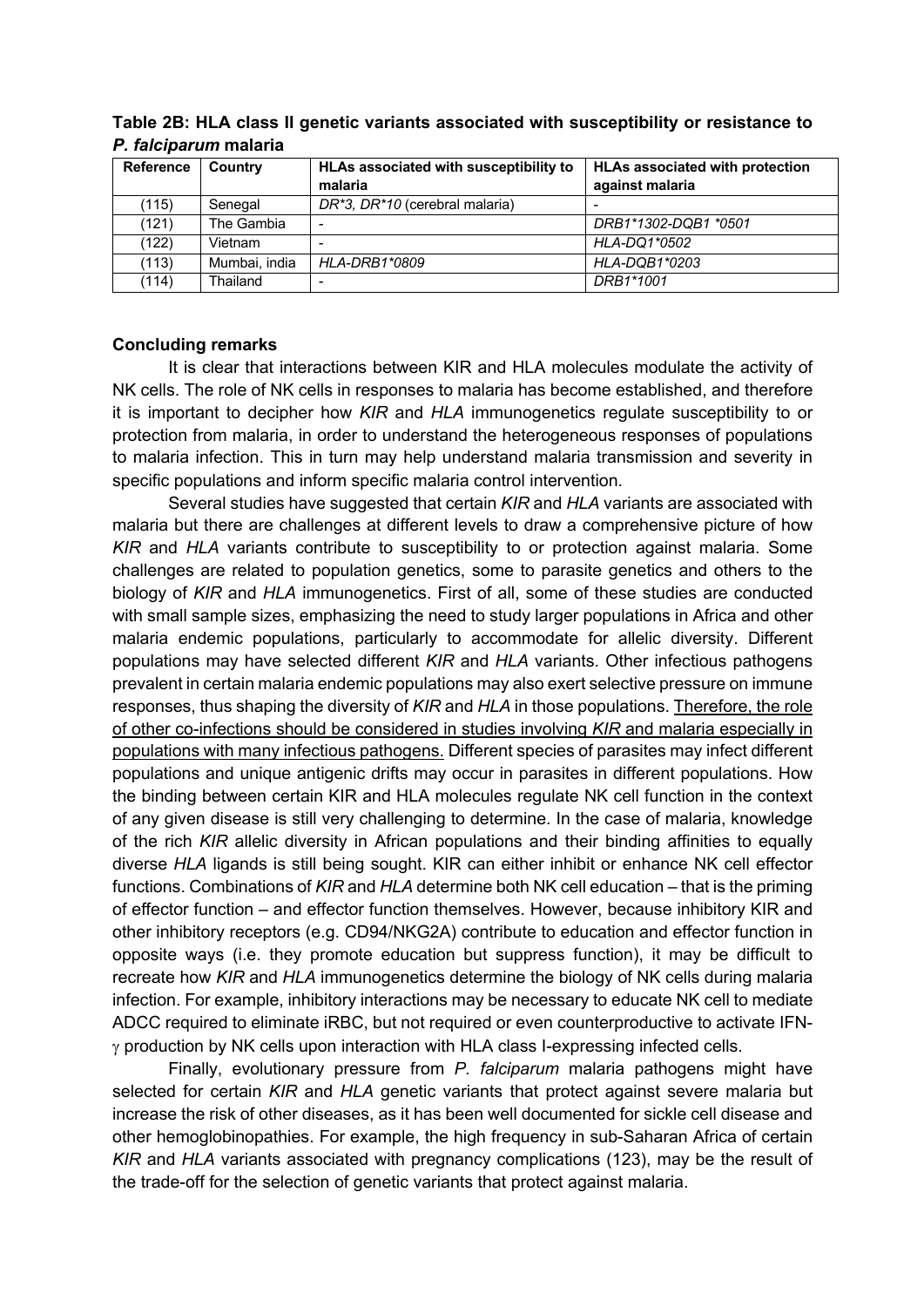**Table 2B: HLA class II genetic variants associated with susceptibility or resistance to *P. falciparum* malaria**

| Reference | Country | HLAs associated with susceptibility to malaria | HLAs associated with protection against malaria |
|---|---|---|---|
| (115) | Senegal | *DR*3, DR*10* (cerebral malaria) | - |
| (121) | The Gambia | - | *DRB1*1302-DQB1 *0501* |
| (122) | Vietnam | - | *HLA-DQ1*0502* |
| (113) | Mumbai, india | *HLA-DRB1*0809* | *HLA-DQB1*0203* |
| (114) | Thailand | - | *DRB1*1001* |

**Concluding remarks**

It is clear that interactions between KIR and HLA molecules modulate the activity of NK cells. The role of NK cells in responses to malaria has become established, and therefore it is important to decipher how *KIR* and *HLA* immunogenetics regulate susceptibility to or protection from malaria, in order to understand the heterogeneous responses of populations to malaria infection. This in turn may help understand malaria transmission and severity in specific populations and inform specific malaria control intervention.

Several studies have suggested that certain *KIR* and *HLA* variants are associated with malaria but there are challenges at different levels to draw a comprehensive picture of how *KIR* and *HLA* variants contribute to susceptibility to or protection against malaria. Some challenges are related to population genetics, some to parasite genetics and others to the biology of *KIR* and *HLA* immunogenetics. First of all, some of these studies are conducted with small sample sizes, emphasizing the need to study larger populations in Africa and other malaria endemic populations, particularly to accommodate for allelic diversity. Different populations may have selected different *KIR* and *HLA* variants. Other infectious pathogens prevalent in certain malaria endemic populations may also exert selective pressure on immune responses, thus shaping the diversity of *KIR* and *HLA* in those populations. Therefore, the role of other co-infections should be considered in studies involving *KIR* and malaria especially in populations with many infectious pathogens. Different species of parasites may infect different populations and unique antigenic drifts may occur in parasites in different populations. How the binding between certain KIR and HLA molecules regulate NK cell function in the context of any given disease is still very challenging to determine. In the case of malaria, knowledge of the rich *KIR* allelic diversity in African populations and their binding affinities to equally diverse *HLA* ligands is still being sought. KIR can either inhibit or enhance NK cell effector functions. Combinations of *KIR* and *HLA* determine both NK cell education – that is the priming of effector function – and effector function themselves. However, because inhibitory KIR and other inhibitory receptors (e.g. CD94/NKG2A) contribute to education and effector function in opposite ways (i.e. they promote education but suppress function), it may be difficult to recreate how *KIR* and *HLA* immunogenetics determine the biology of NK cells during malaria infection. For example, inhibitory interactions may be necessary to educate NK cell to mediate ADCC required to eliminate iRBC, but not required or even counterproductive to activate IFN-$\gamma$ production by NK cells upon interaction with HLA class I-expressing infected cells.

Finally, evolutionary pressure from *P. falciparum* malaria pathogens might have selected for certain *KIR* and *HLA* genetic variants that protect against severe malaria but increase the risk of other diseases, as it has been well documented for sickle cell disease and other hemoglobinopathies. For example, the high frequency in sub-Saharan Africa of certain *KIR* and *HLA* variants associated with pregnancy complications (123), may be the result of the trade-off for the selection of genetic variants that protect against malaria.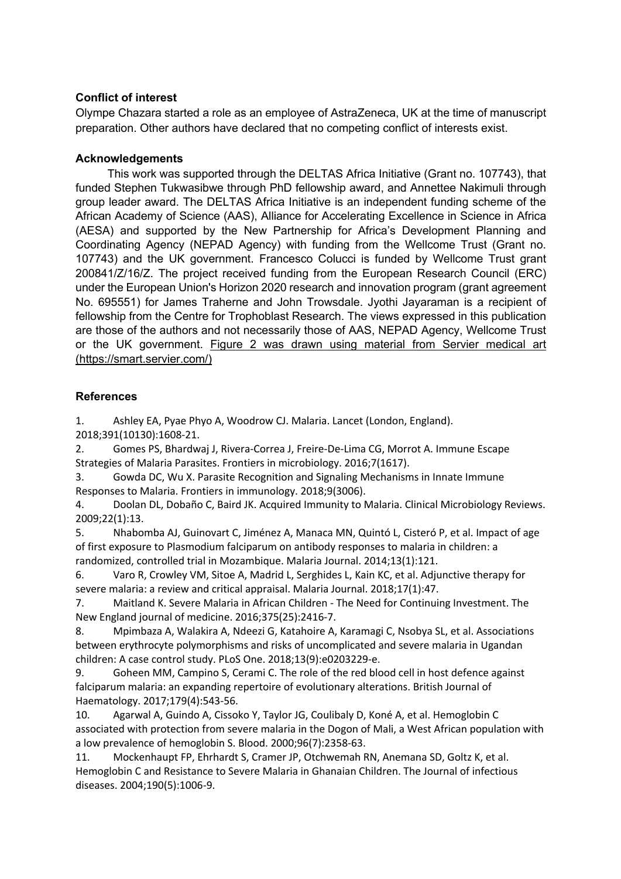### Conflict of interest

Olympe Chazara started a role as an employee of AstraZeneca, UK at the time of manuscript preparation. Other authors have declared that no competing conflict of interests exist.

### Acknowledgements

This work was supported through the DELTAS Africa Initiative (Grant no. 107743), that funded Stephen Tukwasibwe through PhD fellowship award, and Annettee Nakimuli through group leader award. The DELTAS Africa Initiative is an independent funding scheme of the African Academy of Science (AAS), Alliance for Accelerating Excellence in Science in Africa (AESA) and supported by the New Partnership for Africa's Development Planning and Coordinating Agency (NEPAD Agency) with funding from the Wellcome Trust (Grant no. 107743) and the UK government. Francesco Colucci is funded by Wellcome Trust grant 200841/Z/16/Z. The project received funding from the European Research Council (ERC) under the European Union's Horizon 2020 research and innovation program (grant agreement No. 695551) for James Traherne and John Trowsdale. Jyothi Jayaraman is a recipient of fellowship from the Centre for Trophoblast Research. The views expressed in this publication are those of the authors and not necessarily those of AAS, NEPAD Agency, Wellcome Trust or the UK government. Figure 2 was drawn using material from Servier medical art (https://smart.servier.com/)

### References

1. Ashley EA, Pyae Phyo A, Woodrow CJ. Malaria. Lancet (London, England). 2018;391(10130):1608-21.
2. Gomes PS, Bhardwaj J, Rivera-Correa J, Freire-De-Lima CG, Morrot A. Immune Escape Strategies of Malaria Parasites. Frontiers in microbiology. 2016;7(1617).
3. Gowda DC, Wu X. Parasite Recognition and Signaling Mechanisms in Innate Immune Responses to Malaria. Frontiers in immunology. 2018;9(3006).
4. Doolan DL, Dobaño C, Baird JK. Acquired Immunity to Malaria. Clinical Microbiology Reviews. 2009;22(1):13.
5. Nhabomba AJ, Guinovart C, Jiménez A, Manaca MN, Quintó L, Cisteró P, et al. Impact of age of first exposure to Plasmodium falciparum on antibody responses to malaria in children: a randomized, controlled trial in Mozambique. Malaria Journal. 2014;13(1):121.
6. Varo R, Crowley VM, Sitoe A, Madrid L, Serghides L, Kain KC, et al. Adjunctive therapy for severe malaria: a review and critical appraisal. Malaria Journal. 2018;17(1):47.
7. Maitland K. Severe Malaria in African Children - The Need for Continuing Investment. The New England journal of medicine. 2016;375(25):2416-7.
8. Mpimbaza A, Walakira A, Ndeezi G, Katahoire A, Karamagi C, Nsobya SL, et al. Associations between erythrocyte polymorphisms and risks of uncomplicated and severe malaria in Ugandan children: A case control study. PLoS One. 2018;13(9):e0203229-e.
9. Goheen MM, Campino S, Cerami C. The role of the red blood cell in host defence against falciparum malaria: an expanding repertoire of evolutionary alterations. British Journal of Haematology. 2017;179(4):543-56.
10. Agarwal A, Guindo A, Cissoko Y, Taylor JG, Coulibaly D, Koné A, et al. Hemoglobin C associated with protection from severe malaria in the Dogon of Mali, a West African population with a low prevalence of hemoglobin S. Blood. 2000;96(7):2358-63.
11. Mockenhaupt FP, Ehrhardt S, Cramer JP, Otchwemah RN, Anemana SD, Goltz K, et al. Hemoglobin C and Resistance to Severe Malaria in Ghanaian Children. The Journal of infectious diseases. 2004;190(5):1006-9.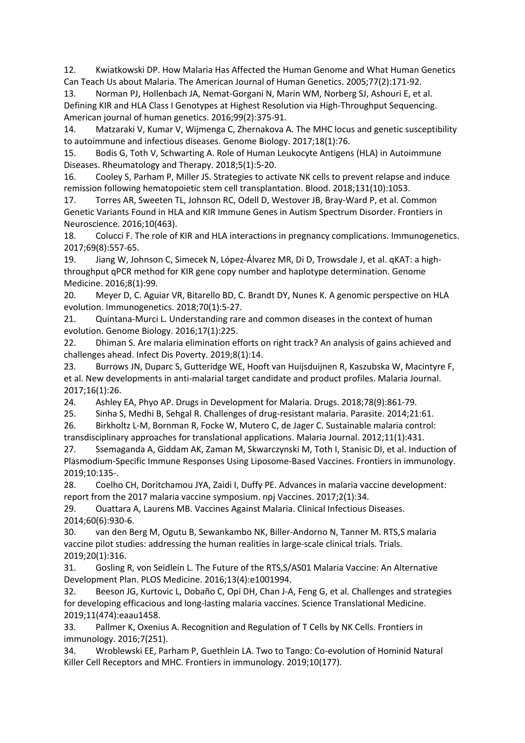12. Kwiatkowski DP. How Malaria Has Affected the Human Genome and What Human Genetics Can Teach Us about Malaria. The American Journal of Human Genetics. 2005;77(2):171-92.
13. Norman PJ, Hollenbach JA, Nemat-Gorgani N, Marin WM, Norberg SJ, Ashouri E, et al. Defining KIR and HLA Class I Genotypes at Highest Resolution via High-Throughput Sequencing. American journal of human genetics. 2016;99(2):375-91.
14. Matzaraki V, Kumar V, Wijmenga C, Zhernakova A. The MHC locus and genetic susceptibility to autoimmune and infectious diseases. Genome Biology. 2017;18(1):76.
15. Bodis G, Toth V, Schwarting A. Role of Human Leukocyte Antigens (HLA) in Autoimmune Diseases. Rheumatology and Therapy. 2018;5(1):5-20.
16. Cooley S, Parham P, Miller JS. Strategies to activate NK cells to prevent relapse and induce remission following hematopoietic stem cell transplantation. Blood. 2018;131(10):1053.
17. Torres AR, Sweeten TL, Johnson RC, Odell D, Westover JB, Bray-Ward P, et al. Common Genetic Variants Found in HLA and KIR Immune Genes in Autism Spectrum Disorder. Frontiers in Neuroscience. 2016;10(463).
18. Colucci F. The role of KIR and HLA interactions in pregnancy complications. Immunogenetics. 2017;69(8):557-65.
19. Jiang W, Johnson C, Simecek N, López-Álvarez MR, Di D, Trowsdale J, et al. qKAT: a high-throughput qPCR method for KIR gene copy number and haplotype determination. Genome Medicine. 2016;8(1):99.
20. Meyer D, C. Aguiar VR, Bitarello BD, C. Brandt DY, Nunes K. A genomic perspective on HLA evolution. Immunogenetics. 2018;70(1):5-27.
21. Quintana-Murci L. Understanding rare and common diseases in the context of human evolution. Genome Biology. 2016;17(1):225.
22. Dhiman S. Are malaria elimination efforts on right track? An analysis of gains achieved and challenges ahead. Infect Dis Poverty. 2019;8(1):14.
23. Burrows JN, Duparc S, Gutteridge WE, Hooft van Huijsduijnen R, Kaszubska W, Macintyre F, et al. New developments in anti-malarial target candidate and product profiles. Malaria Journal. 2017;16(1):26.
24. Ashley EA, Phyo AP. Drugs in Development for Malaria. Drugs. 2018;78(9):861-79.
25. Sinha S, Medhi B, Sehgal R. Challenges of drug-resistant malaria. Parasite. 2014;21:61.
26. Birkholtz L-M, Bornman R, Focke W, Mutero C, de Jager C. Sustainable malaria control: transdisciplinary approaches for translational applications. Malaria Journal. 2012;11(1):431.
27. Ssemaganda A, Giddam AK, Zaman M, Skwarczynski M, Toth I, Stanisic DI, et al. Induction of Plasmodium-Specific Immune Responses Using Liposome-Based Vaccines. Frontiers in immunology. 2019;10:135-.
28. Coelho CH, Doritchamou JYA, Zaidi I, Duffy PE. Advances in malaria vaccine development: report from the 2017 malaria vaccine symposium. npj Vaccines. 2017;2(1):34.
29. Ouattara A, Laurens MB. Vaccines Against Malaria. Clinical Infectious Diseases. 2014;60(6):930-6.
30. van den Berg M, Ogutu B, Sewankambo NK, Biller-Andorno N, Tanner M. RTS,S malaria vaccine pilot studies: addressing the human realities in large-scale clinical trials. Trials. 2019;20(1):316.
31. Gosling R, von Seidlein L. The Future of the RTS,S/AS01 Malaria Vaccine: An Alternative Development Plan. PLOS Medicine. 2016;13(4):e1001994.
32. Beeson JG, Kurtovic L, Dobaño C, Opi DH, Chan J-A, Feng G, et al. Challenges and strategies for developing efficacious and long-lasting malaria vaccines. Science Translational Medicine. 2019;11(474):eaau1458.
33. Pallmer K, Oxenius A. Recognition and Regulation of T Cells by NK Cells. Frontiers in immunology. 2016;7(251).
34. Wroblewski EE, Parham P, Guethlein LA. Two to Tango: Co-evolution of Hominid Natural Killer Cell Receptors and MHC. Frontiers in immunology. 2019;10(177).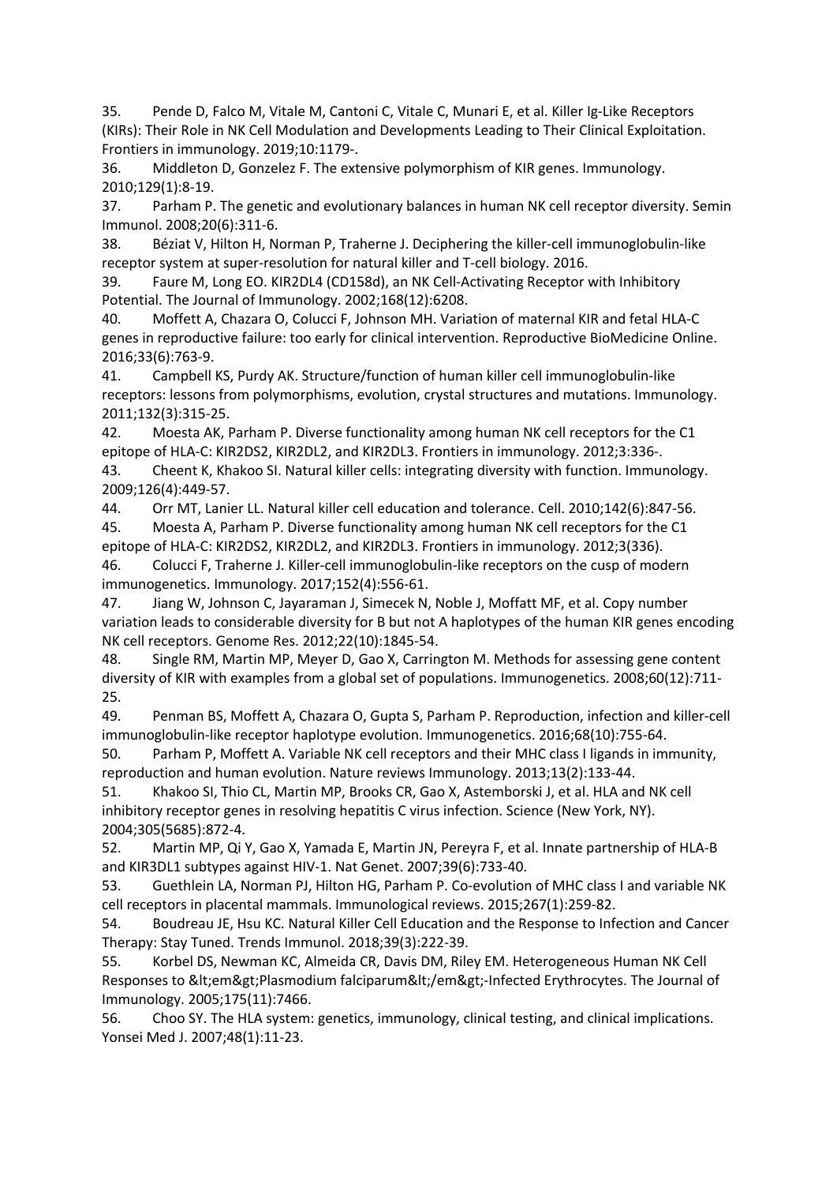35. Pende D, Falco M, Vitale M, Cantoni C, Vitale C, Munari E, et al. Killer Ig-Like Receptors (KIRs): Their Role in NK Cell Modulation and Developments Leading to Their Clinical Exploitation. Frontiers in immunology. 2019;10:1179-.

36. Middleton D, Gonzelez F. The extensive polymorphism of KIR genes. Immunology. 2010;129(1):8-19.

37. Parham P. The genetic and evolutionary balances in human NK cell receptor diversity. Semin Immunol. 2008;20(6):311-6.

38. Béziat V, Hilton H, Norman P, Traherne J. Deciphering the killer-cell immunoglobulin-like receptor system at super-resolution for natural killer and T-cell biology. 2016.

39. Faure M, Long EO. KIR2DL4 (CD158d), an NK Cell-Activating Receptor with Inhibitory Potential. The Journal of Immunology. 2002;168(12):6208.

40. Moffett A, Chazara O, Colucci F, Johnson MH. Variation of maternal KIR and fetal HLA-C genes in reproductive failure: too early for clinical intervention. Reproductive BioMedicine Online. 2016;33(6):763-9.

41. Campbell KS, Purdy AK. Structure/function of human killer cell immunoglobulin-like receptors: lessons from polymorphisms, evolution, crystal structures and mutations. Immunology. 2011;132(3):315-25.

42. Moesta AK, Parham P. Diverse functionality among human NK cell receptors for the C1 epitope of HLA-C: KIR2DS2, KIR2DL2, and KIR2DL3. Frontiers in immunology. 2012;3:336-.

43. Cheent K, Khakoo SI. Natural killer cells: integrating diversity with function. Immunology. 2009;126(4):449-57.

44. Orr MT, Lanier LL. Natural killer cell education and tolerance. Cell. 2010;142(6):847-56.

45. Moesta A, Parham P. Diverse functionality among human NK cell receptors for the C1 epitope of HLA-C: KIR2DS2, KIR2DL2, and KIR2DL3. Frontiers in immunology. 2012;3(336).

46. Colucci F, Traherne J. Killer-cell immunoglobulin-like receptors on the cusp of modern immunogenetics. Immunology. 2017;152(4):556-61.

47. Jiang W, Johnson C, Jayaraman J, Simecek N, Noble J, Moffatt MF, et al. Copy number variation leads to considerable diversity for B but not A haplotypes of the human KIR genes encoding NK cell receptors. Genome Res. 2012;22(10):1845-54.

48. Single RM, Martin MP, Meyer D, Gao X, Carrington M. Methods for assessing gene content diversity of KIR with examples from a global set of populations. Immunogenetics. 2008;60(12):711-25.

49. Penman BS, Moffett A, Chazara O, Gupta S, Parham P. Reproduction, infection and killer-cell immunoglobulin-like receptor haplotype evolution. Immunogenetics. 2016;68(10):755-64.

50. Parham P, Moffett A. Variable NK cell receptors and their MHC class I ligands in immunity, reproduction and human evolution. Nature reviews Immunology. 2013;13(2):133-44.

51. Khakoo SI, Thio CL, Martin MP, Brooks CR, Gao X, Astemborski J, et al. HLA and NK cell inhibitory receptor genes in resolving hepatitis C virus infection. Science (New York, NY). 2004;305(5685):872-4.

52. Martin MP, Qi Y, Gao X, Yamada E, Martin JN, Pereyra F, et al. Innate partnership of HLA-B and KIR3DL1 subtypes against HIV-1. Nat Genet. 2007;39(6):733-40.

53. Guethlein LA, Norman PJ, Hilton HG, Parham P. Co-evolution of MHC class I and variable NK cell receptors in placental mammals. Immunological reviews. 2015;267(1):259-82.

54. Boudreau JE, Hsu KC. Natural Killer Cell Education and the Response to Infection and Cancer Therapy: Stay Tuned. Trends Immunol. 2018;39(3):222-39.

55. Korbel DS, Newman KC, Almeida CR, Davis DM, Riley EM. Heterogeneous Human NK Cell Responses to &lt;em&gt;Plasmodium falciparum&lt;/em&gt;-Infected Erythrocytes. The Journal of Immunology. 2005;175(11):7466.

56. Choo SY. The HLA system: genetics, immunology, clinical testing, and clinical implications. Yonsei Med J. 2007;48(1):11-23.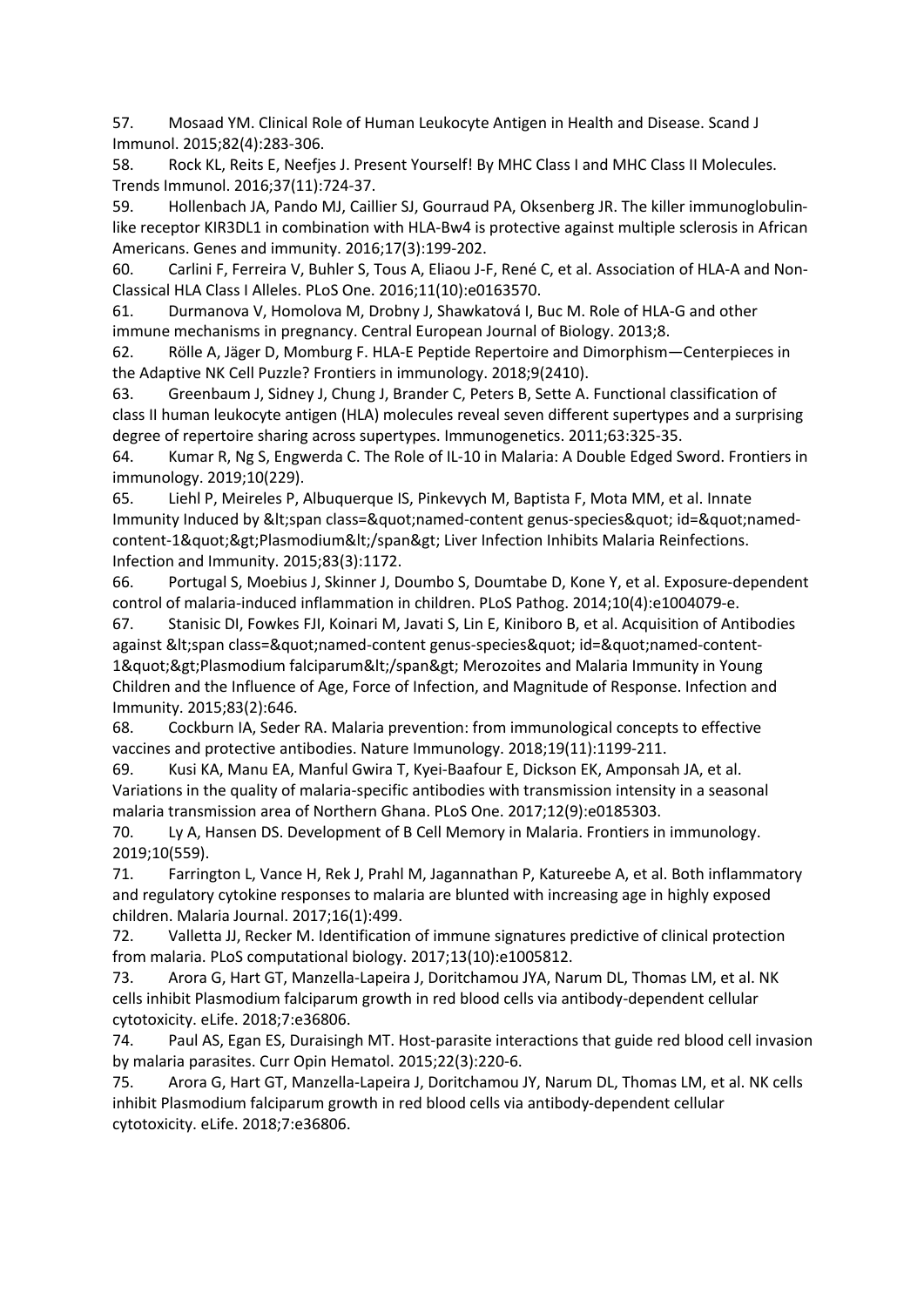57. Mosaad YM. Clinical Role of Human Leukocyte Antigen in Health and Disease. Scand J Immunol. 2015;82(4):283-306.

58. Rock KL, Reits E, Neefjes J. Present Yourself! By MHC Class I and MHC Class II Molecules. Trends Immunol. 2016;37(11):724-37.

59. Hollenbach JA, Pando MJ, Caillier SJ, Gourraud PA, Oksenberg JR. The killer immunoglobulin-like receptor KIR3DL1 in combination with HLA-Bw4 is protective against multiple sclerosis in African Americans. Genes and immunity. 2016;17(3):199-202.

60. Carlini F, Ferreira V, Buhler S, Tous A, Eliaou J-F, René C, et al. Association of HLA-A and Non-Classical HLA Class I Alleles. PLoS One. 2016;11(10):e0163570.

61. Durmanova V, Homolova M, Drobny J, Shawkatová I, Buc M. Role of HLA-G and other immune mechanisms in pregnancy. Central European Journal of Biology. 2013;8.

62. Rölle A, Jäger D, Momburg F. HLA-E Peptide Repertoire and Dimorphism—Centerpieces in the Adaptive NK Cell Puzzle? Frontiers in immunology. 2018;9(2410).

63. Greenbaum J, Sidney J, Chung J, Brander C, Peters B, Sette A. Functional classification of class II human leukocyte antigen (HLA) molecules reveal seven different supertypes and a surprising degree of repertoire sharing across supertypes. Immunogenetics. 2011;63:325-35.

64. Kumar R, Ng S, Engwerda C. The Role of IL-10 in Malaria: A Double Edged Sword. Frontiers in immunology. 2019;10(229).

65. Liehl P, Meireles P, Albuquerque IS, Pinkevych M, Baptista F, Mota MM, et al. Innate Immunity Induced by &lt;span class=&quot;named-content genus-species&quot; id=&quot;named-content-1&quot;&gt;Plasmodium&lt;/span&gt; Liver Infection Inhibits Malaria Reinfections. Infection and Immunity. 2015;83(3):1172.

66. Portugal S, Moebius J, Skinner J, Doumbo S, Doumtabe D, Kone Y, et al. Exposure-dependent control of malaria-induced inflammation in children. PLoS Pathog. 2014;10(4):e1004079-e.

67. Stanisic DI, Fowkes FJI, Koinari M, Javati S, Lin E, Kiniboro B, et al. Acquisition of Antibodies against &lt;span class=&quot;named-content genus-species&quot; id=&quot;named-content-1&quot;&gt;Plasmodium falciparum&lt;/span&gt; Merozoites and Malaria Immunity in Young Children and the Influence of Age, Force of Infection, and Magnitude of Response. Infection and Immunity. 2015;83(2):646.

68. Cockburn IA, Seder RA. Malaria prevention: from immunological concepts to effective vaccines and protective antibodies. Nature Immunology. 2018;19(11):1199-211.

69. Kusi KA, Manu EA, Manful Gwira T, Kyei-Baafour E, Dickson EK, Amponsah JA, et al. Variations in the quality of malaria-specific antibodies with transmission intensity in a seasonal malaria transmission area of Northern Ghana. PLoS One. 2017;12(9):e0185303.

70. Ly A, Hansen DS. Development of B Cell Memory in Malaria. Frontiers in immunology. 2019;10(559).

71. Farrington L, Vance H, Rek J, Prahl M, Jagannathan P, Katureebe A, et al. Both inflammatory and regulatory cytokine responses to malaria are blunted with increasing age in highly exposed children. Malaria Journal. 2017;16(1):499.

72. Valletta JJ, Recker M. Identification of immune signatures predictive of clinical protection from malaria. PLoS computational biology. 2017;13(10):e1005812.

73. Arora G, Hart GT, Manzella-Lapeira J, Doritchamou JYA, Narum DL, Thomas LM, et al. NK cells inhibit Plasmodium falciparum growth in red blood cells via antibody-dependent cellular cytotoxicity. eLife. 2018;7:e36806.

74. Paul AS, Egan ES, Duraisingh MT. Host-parasite interactions that guide red blood cell invasion by malaria parasites. Curr Opin Hematol. 2015;22(3):220-6.

75. Arora G, Hart GT, Manzella-Lapeira J, Doritchamou JY, Narum DL, Thomas LM, et al. NK cells inhibit Plasmodium falciparum growth in red blood cells via antibody-dependent cellular cytotoxicity. eLife. 2018;7:e36806.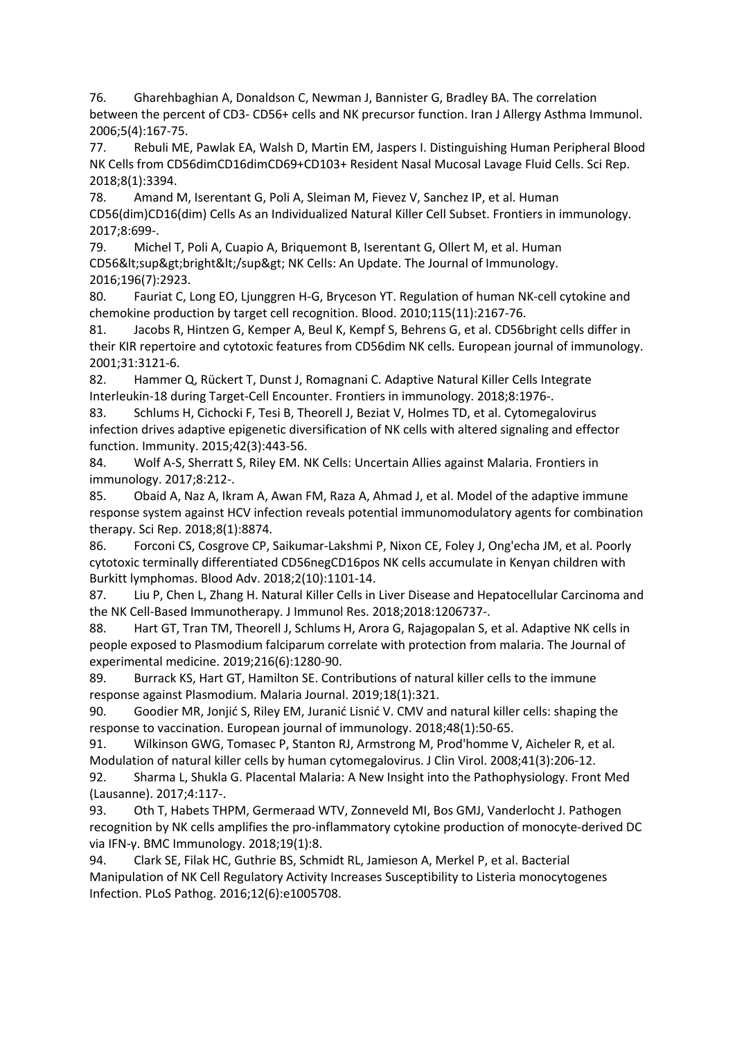76. Gharehbaghian A, Donaldson C, Newman J, Bannister G, Bradley BA. The correlation between the percent of CD3- CD56+ cells and NK precursor function. Iran J Allergy Asthma Immunol. 2006;5(4):167-75.

77. Rebuli ME, Pawlak EA, Walsh D, Martin EM, Jaspers I. Distinguishing Human Peripheral Blood NK Cells from CD56dimCD16dimCD69+CD103+ Resident Nasal Mucosal Lavage Fluid Cells. Sci Rep. 2018;8(1):3394.

78. Amand M, Iserentant G, Poli A, Sleiman M, Fievez V, Sanchez IP, et al. Human CD56(dim)CD16(dim) Cells As an Individualized Natural Killer Cell Subset. Frontiers in immunology. 2017;8:699-.

79. Michel T, Poli A, Cuapio A, Briquemont B, Iserentant G, Ollert M, et al. Human CD56&lt;sup&gt;bright&lt;/sup&gt; NK Cells: An Update. The Journal of Immunology. 2016;196(7):2923.

80. Fauriat C, Long EO, Ljunggren H-G, Bryceson YT. Regulation of human NK-cell cytokine and chemokine production by target cell recognition. Blood. 2010;115(11):2167-76.

81. Jacobs R, Hintzen G, Kemper A, Beul K, Kempf S, Behrens G, et al. CD56bright cells differ in their KIR repertoire and cytotoxic features from CD56dim NK cells. European journal of immunology. 2001;31:3121-6.

82. Hammer Q, Rückert T, Dunst J, Romagnani C. Adaptive Natural Killer Cells Integrate Interleukin-18 during Target-Cell Encounter. Frontiers in immunology. 2018;8:1976-.

83. Schlums H, Cichocki F, Tesi B, Theorell J, Beziat V, Holmes TD, et al. Cytomegalovirus infection drives adaptive epigenetic diversification of NK cells with altered signaling and effector function. Immunity. 2015;42(3):443-56.

84. Wolf A-S, Sherratt S, Riley EM. NK Cells: Uncertain Allies against Malaria. Frontiers in immunology. 2017;8:212-.

85. Obaid A, Naz A, Ikram A, Awan FM, Raza A, Ahmad J, et al. Model of the adaptive immune response system against HCV infection reveals potential immunomodulatory agents for combination therapy. Sci Rep. 2018;8(1):8874.

86. Forconi CS, Cosgrove CP, Saikumar-Lakshmi P, Nixon CE, Foley J, Ong'echa JM, et al. Poorly cytotoxic terminally differentiated CD56negCD16pos NK cells accumulate in Kenyan children with Burkitt lymphomas. Blood Adv. 2018;2(10):1101-14.

87. Liu P, Chen L, Zhang H. Natural Killer Cells in Liver Disease and Hepatocellular Carcinoma and the NK Cell-Based Immunotherapy. J Immunol Res. 2018;2018:1206737-.

88. Hart GT, Tran TM, Theorell J, Schlums H, Arora G, Rajagopalan S, et al. Adaptive NK cells in people exposed to Plasmodium falciparum correlate with protection from malaria. The Journal of experimental medicine. 2019;216(6):1280-90.

89. Burrack KS, Hart GT, Hamilton SE. Contributions of natural killer cells to the immune response against Plasmodium. Malaria Journal. 2019;18(1):321.

90. Goodier MR, Jonjić S, Riley EM, Juranić Lisnić V. CMV and natural killer cells: shaping the response to vaccination. European journal of immunology. 2018;48(1):50-65.

91. Wilkinson GWG, Tomasec P, Stanton RJ, Armstrong M, Prod'homme V, Aicheler R, et al. Modulation of natural killer cells by human cytomegalovirus. J Clin Virol. 2008;41(3):206-12.

92. Sharma L, Shukla G. Placental Malaria: A New Insight into the Pathophysiology. Front Med (Lausanne). 2017;4:117-.

93. Oth T, Habets THPM, Germeraad WTV, Zonneveld MI, Bos GMJ, Vanderlocht J. Pathogen recognition by NK cells amplifies the pro-inflammatory cytokine production of monocyte-derived DC via IFN-γ. BMC Immunology. 2018;19(1):8.

94. Clark SE, Filak HC, Guthrie BS, Schmidt RL, Jamieson A, Merkel P, et al. Bacterial Manipulation of NK Cell Regulatory Activity Increases Susceptibility to Listeria monocytogenes Infection. PLoS Pathog. 2016;12(6):e1005708.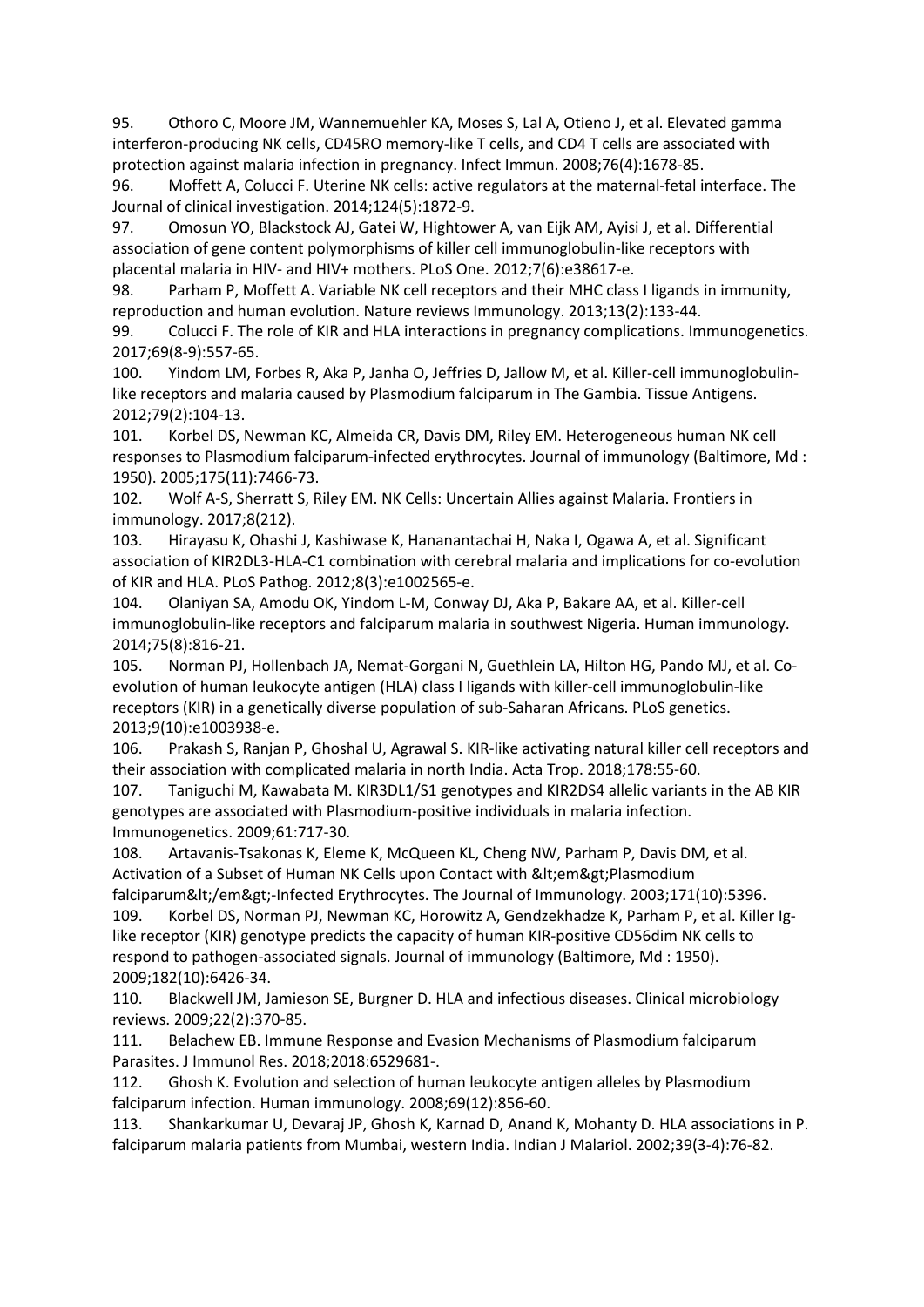95. Othoro C, Moore JM, Wannemuehler KA, Moses S, Lal A, Otieno J, et al. Elevated gamma interferon-producing NK cells, CD45RO memory-like T cells, and CD4 T cells are associated with protection against malaria infection in pregnancy. Infect Immun. 2008;76(4):1678-85.

96. Moffett A, Colucci F. Uterine NK cells: active regulators at the maternal-fetal interface. The Journal of clinical investigation. 2014;124(5):1872-9.

97. Omosun YO, Blackstock AJ, Gatei W, Hightower A, van Eijk AM, Ayisi J, et al. Differential association of gene content polymorphisms of killer cell immunoglobulin-like receptors with placental malaria in HIV- and HIV+ mothers. PLoS One. 2012;7(6):e38617-e.

98. Parham P, Moffett A. Variable NK cell receptors and their MHC class I ligands in immunity, reproduction and human evolution. Nature reviews Immunology. 2013;13(2):133-44.

99. Colucci F. The role of KIR and HLA interactions in pregnancy complications. Immunogenetics. 2017;69(8-9):557-65.

100. Yindom LM, Forbes R, Aka P, Janha O, Jeffries D, Jallow M, et al. Killer-cell immunoglobulin-like receptors and malaria caused by Plasmodium falciparum in The Gambia. Tissue Antigens. 2012;79(2):104-13.

101. Korbel DS, Newman KC, Almeida CR, Davis DM, Riley EM. Heterogeneous human NK cell responses to Plasmodium falciparum-infected erythrocytes. Journal of immunology (Baltimore, Md : 1950). 2005;175(11):7466-73.

102. Wolf A-S, Sherratt S, Riley EM. NK Cells: Uncertain Allies against Malaria. Frontiers in immunology. 2017;8(212).

103. Hirayasu K, Ohashi J, Kashiwase K, Hananantachai H, Naka I, Ogawa A, et al. Significant association of KIR2DL3-HLA-C1 combination with cerebral malaria and implications for co-evolution of KIR and HLA. PLoS Pathog. 2012;8(3):e1002565-e.

104. Olaniyan SA, Amodu OK, Yindom L-M, Conway DJ, Aka P, Bakare AA, et al. Killer-cell immunoglobulin-like receptors and falciparum malaria in southwest Nigeria. Human immunology. 2014;75(8):816-21.

105. Norman PJ, Hollenbach JA, Nemat-Gorgani N, Guethlein LA, Hilton HG, Pando MJ, et al. Co-evolution of human leukocyte antigen (HLA) class I ligands with killer-cell immunoglobulin-like receptors (KIR) in a genetically diverse population of sub-Saharan Africans. PLoS genetics. 2013;9(10):e1003938-e.

106. Prakash S, Ranjan P, Ghoshal U, Agrawal S. KIR-like activating natural killer cell receptors and their association with complicated malaria in north India. Acta Trop. 2018;178:55-60.

107. Taniguchi M, Kawabata M. KIR3DL1/S1 genotypes and KIR2DS4 allelic variants in the AB KIR genotypes are associated with Plasmodium-positive individuals in malaria infection. Immunogenetics. 2009;61:717-30.

108. Artavanis-Tsakonas K, Eleme K, McQueen KL, Cheng NW, Parham P, Davis DM, et al. Activation of a Subset of Human NK Cells upon Contact with &lt;em&gt;Plasmodium falciparum&lt;/em&gt;-Infected Erythrocytes. The Journal of Immunology. 2003;171(10):5396.

109. Korbel DS, Norman PJ, Newman KC, Horowitz A, Gendzekhadze K, Parham P, et al. Killer Ig-like receptor (KIR) genotype predicts the capacity of human KIR-positive CD56dim NK cells to respond to pathogen-associated signals. Journal of immunology (Baltimore, Md : 1950). 2009;182(10):6426-34.

110. Blackwell JM, Jamieson SE, Burgner D. HLA and infectious diseases. Clinical microbiology reviews. 2009;22(2):370-85.

111. Belachew EB. Immune Response and Evasion Mechanisms of Plasmodium falciparum Parasites. J Immunol Res. 2018;2018:6529681-.

112. Ghosh K. Evolution and selection of human leukocyte antigen alleles by Plasmodium falciparum infection. Human immunology. 2008;69(12):856-60.

113. Shankarkumar U, Devaraj JP, Ghosh K, Karnad D, Anand K, Mohanty D. HLA associations in P. falciparum malaria patients from Mumbai, western India. Indian J Malariol. 2002;39(3-4):76-82.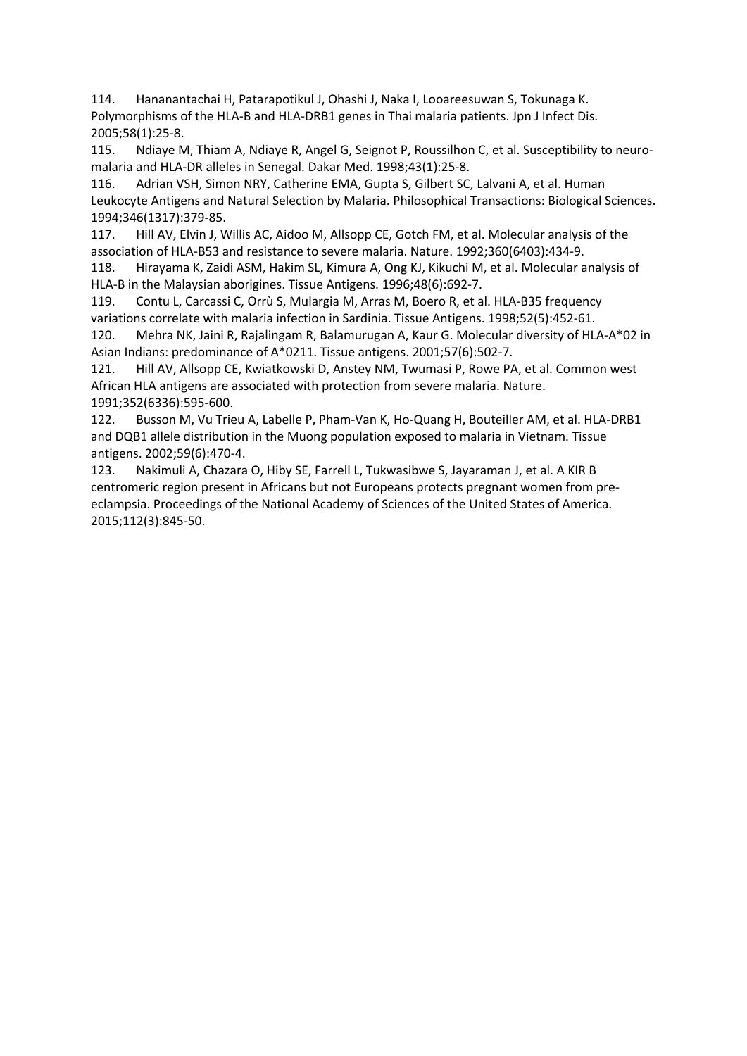114. Hananantachai H, Patarapotikul J, Ohashi J, Naka I, Looareesuwan S, Tokunaga K. Polymorphisms of the HLA-B and HLA-DRB1 genes in Thai malaria patients. Jpn J Infect Dis. 2005;58(1):25-8.

115. Ndiaye M, Thiam A, Ndiaye R, Angel G, Seignot P, Roussilhon C, et al. Susceptibility to neuro-malaria and HLA-DR alleles in Senegal. Dakar Med. 1998;43(1):25-8.

116. Adrian VSH, Simon NRY, Catherine EMA, Gupta S, Gilbert SC, Lalvani A, et al. Human Leukocyte Antigens and Natural Selection by Malaria. Philosophical Transactions: Biological Sciences. 1994;346(1317):379-85.

117. Hill AV, Elvin J, Willis AC, Aidoo M, Allsopp CE, Gotch FM, et al. Molecular analysis of the association of HLA-B53 and resistance to severe malaria. Nature. 1992;360(6403):434-9.

118. Hirayama K, Zaidi ASM, Hakim SL, Kimura A, Ong KJ, Kikuchi M, et al. Molecular analysis of HLA-B in the Malaysian aborigines. Tissue Antigens. 1996;48(6):692-7.

119. Contu L, Carcassi C, Orrù S, Mulargia M, Arras M, Boero R, et al. HLA-B35 frequency variations correlate with malaria infection in Sardinia. Tissue Antigens. 1998;52(5):452-61.

120. Mehra NK, Jaini R, Rajalingam R, Balamurugan A, Kaur G. Molecular diversity of HLA-A*02 in Asian Indians: predominance of A*0211. Tissue antigens. 2001;57(6):502-7.

121. Hill AV, Allsopp CE, Kwiatkowski D, Anstey NM, Twumasi P, Rowe PA, et al. Common west African HLA antigens are associated with protection from severe malaria. Nature. 1991;352(6336):595-600.

122. Busson M, Vu Trieu A, Labelle P, Pham-Van K, Ho-Quang H, Bouteiller AM, et al. HLA-DRB1 and DQB1 allele distribution in the Muong population exposed to malaria in Vietnam. Tissue antigens. 2002;59(6):470-4.

123. Nakimuli A, Chazara O, Hiby SE, Farrell L, Tukwasibwe S, Jayaraman J, et al. A KIR B centromeric region present in Africans but not Europeans protects pregnant women from pre-eclampsia. Proceedings of the National Academy of Sciences of the United States of America. 2015;112(3):845-50.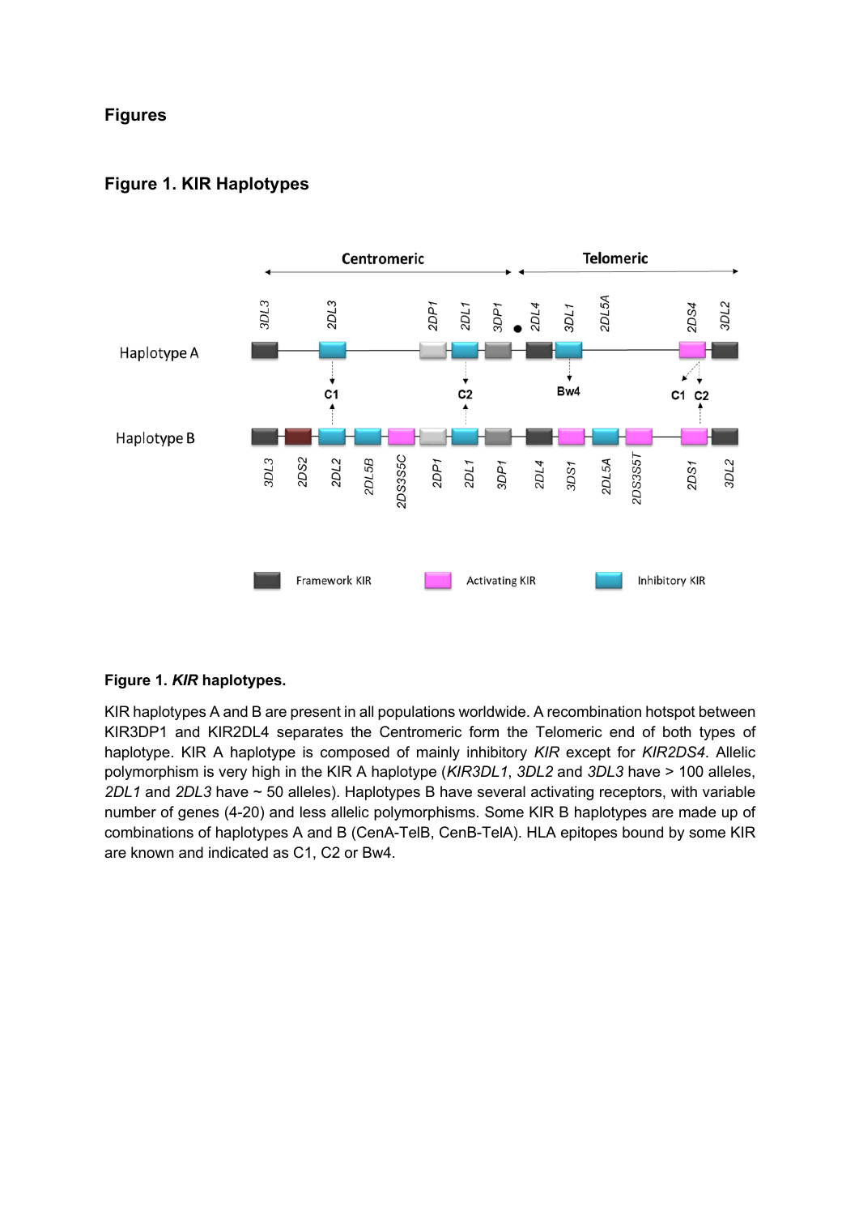## Figures

### Figure 1. KIR Haplotypes

**Figure 1.** ***KIR*** **haplotypes.**

KIR haplotypes A and B are present in all populations worldwide. A recombination hotspot between KIR3DP1 and KIR2DL4 separates the Centromeric form the Telomeric end of both types of haplotype. KIR A haplotype is composed of mainly inhibitory *KIR* except for *KIR2DS4*. Allelic polymorphism is very high in the KIR A haplotype (*KIR3DL1*, *3DL2* and *3DL3* have > 100 alleles, *2DL1* and *2DL3* have ~ 50 alleles). Haplotypes B have several activating receptors, with variable number of genes (4-20) and less allelic polymorphisms. Some KIR B haplotypes are made up of combinations of haplotypes A and B (CenA-TelB, CenB-TelA). HLA epitopes bound by some KIR are known and indicated as C1, C2 or Bw4.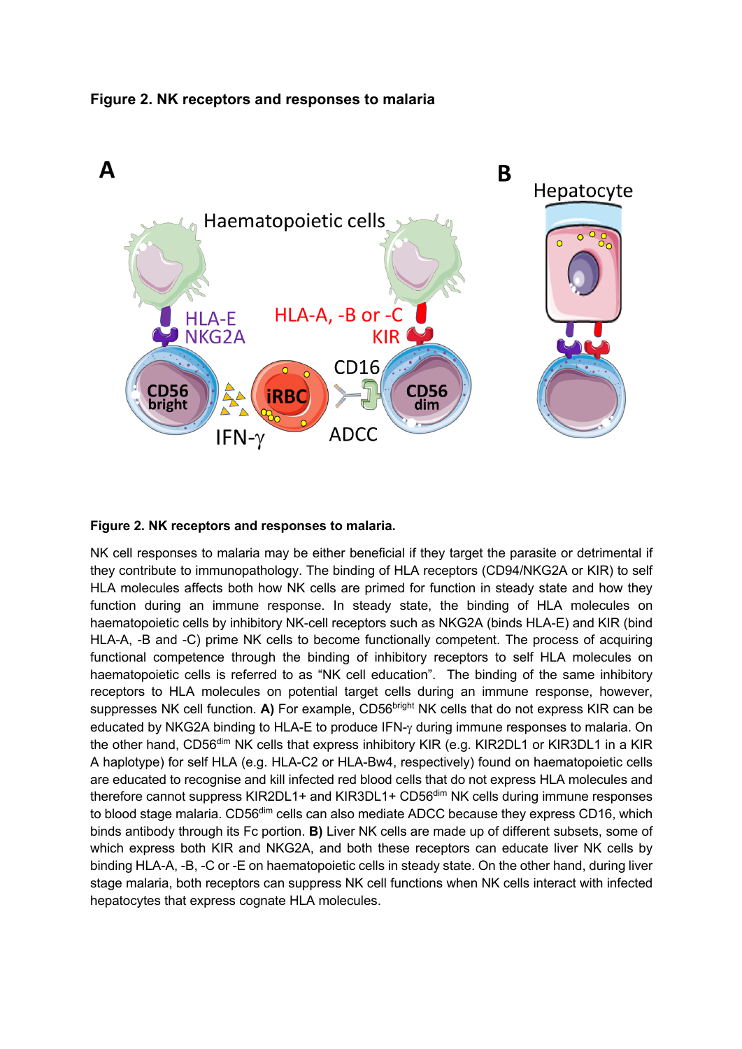**Figure 2. NK receptors and responses to malaria**

A

Haematopoietic cells

HLA-E
NKG2A

HLA-A, -B or -C
KIR

CD16

CD56 bright

iRBC

CD56 dim

IFN-γ

ADCC

B

Hepatocyte

**Figure 2. NK receptors and responses to malaria.**

NK cell responses to malaria may be either beneficial if they target the parasite or detrimental if they contribute to immunopathology. The binding of HLA receptors (CD94/NKG2A or KIR) to self HLA molecules affects both how NK cells are primed for function in steady state and how they function during an immune response. In steady state, the binding of HLA molecules on haematopoietic cells by inhibitory NK-cell receptors such as NKG2A (binds HLA-E) and KIR (bind HLA-A, -B and -C) prime NK cells to become functionally competent. The process of acquiring functional competence through the binding of inhibitory receptors to self HLA molecules on haematopoietic cells is referred to as "NK cell education". The binding of the same inhibitory receptors to HLA molecules on potential target cells during an immune response, however, suppresses NK cell function. **A)** For example, $CD56^{bright}$ NK cells that do not express KIR can be educated by NKG2A binding to HLA-E to produce IFN-γ during immune responses to malaria. On the other hand, $CD56^{dim}$ NK cells that express inhibitory KIR (e.g. KIR2DL1 or KIR3DL1 in a KIR A haplotype) for self HLA (e.g. HLA-C2 or HLA-Bw4, respectively) found on haematopoietic cells are educated to recognise and kill infected red blood cells that do not express HLA molecules and therefore cannot suppress KIR2DL1+ and KIR3DL1+ $CD56^{dim}$ NK cells during immune responses to blood stage malaria. $CD56^{dim}$ cells can also mediate ADCC because they express CD16, which binds antibody through its Fc portion. **B)** Liver NK cells are made up of different subsets, some of which express both KIR and NKG2A, and both these receptors can educate liver NK cells by binding HLA-A, -B, -C or -E on haematopoietic cells in steady state. On the other hand, during liver stage malaria, both receptors can suppress NK cell functions when NK cells interact with infected hepatocytes that express cognate HLA molecules.